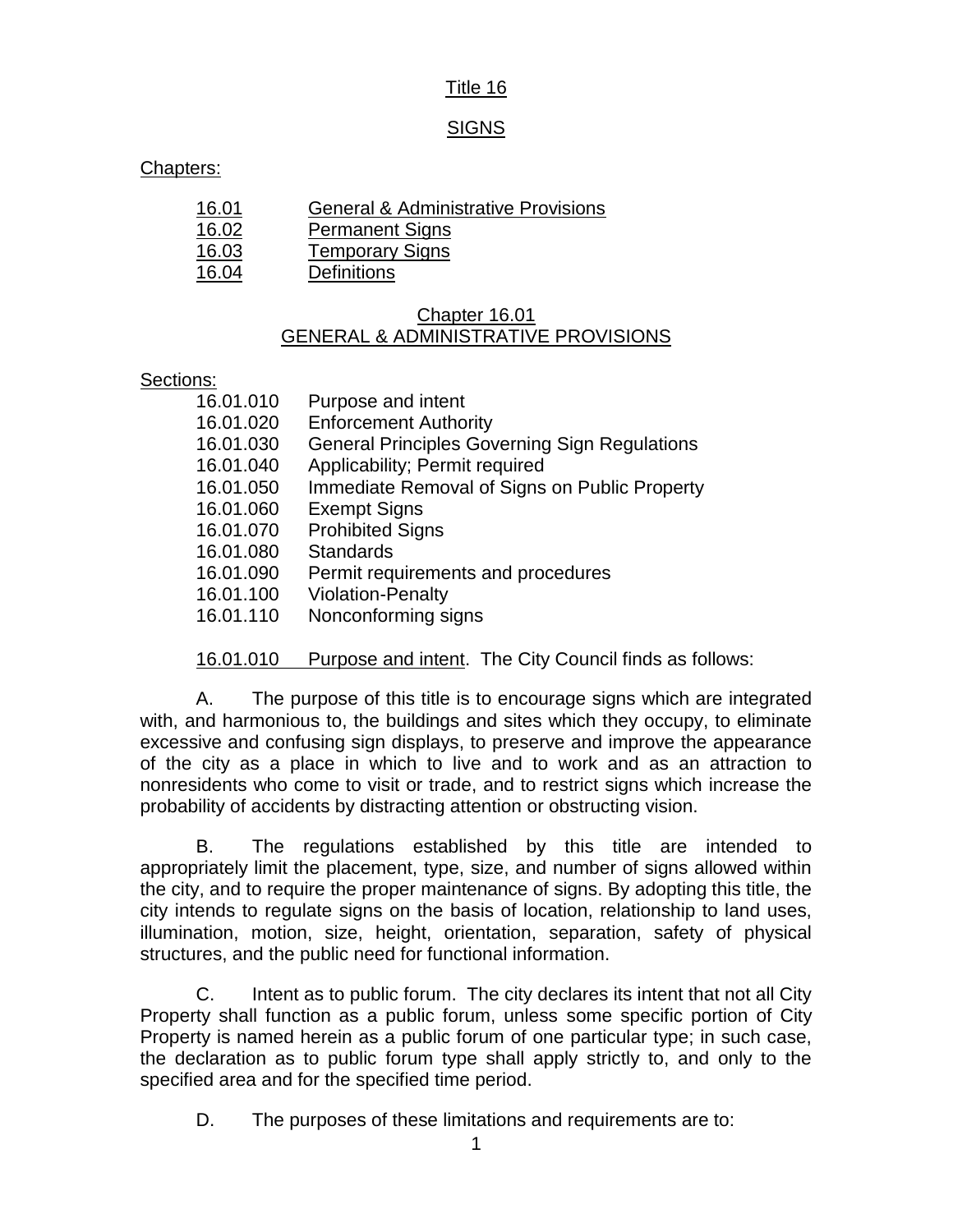# Title 16

# SIGNS

Chapters:

| | |
|---|---|
| 16.01 | General & Administrative Provisions |
| 16.02 | Permanent Signs |
| 16.03 | Temporary Signs |
| 16.04 | Definitions |

## Chapter 16.01
## GENERAL & ADMINISTRATIVE PROVISIONS

Sections:

| | |
|---|---|
| 16.01.010 | Purpose and intent |
| 16.01.020 | Enforcement Authority |
| 16.01.030 | General Principles Governing Sign Regulations |
| 16.01.040 | Applicability; Permit required |
| 16.01.050 | Immediate Removal of Signs on Public Property |
| 16.01.060 | Exempt Signs |
| 16.01.070 | Prohibited Signs |
| 16.01.080 | Standards |
| 16.01.090 | Permit requirements and procedures |
| 16.01.100 | Violation-Penalty |
| 16.01.110 | Nonconforming signs |

16.01.010 Purpose and intent. The City Council finds as follows:

A. The purpose of this title is to encourage signs which are integrated with, and harmonious to, the buildings and sites which they occupy, to eliminate excessive and confusing sign displays, to preserve and improve the appearance of the city as a place in which to live and to work and as an attraction to nonresidents who come to visit or trade, and to restrict signs which increase the probability of accidents by distracting attention or obstructing vision.

B. The regulations established by this title are intended to appropriately limit the placement, type, size, and number of signs allowed within the city, and to require the proper maintenance of signs. By adopting this title, the city intends to regulate signs on the basis of location, relationship to land uses, illumination, motion, size, height, orientation, separation, safety of physical structures, and the public need for functional information.

C. Intent as to public forum. The city declares its intent that not all City Property shall function as a public forum, unless some specific portion of City Property is named herein as a public forum of one particular type; in such case, the declaration as to public forum type shall apply strictly to, and only to the specified area and for the specified time period.

D. The purposes of these limitations and requirements are to: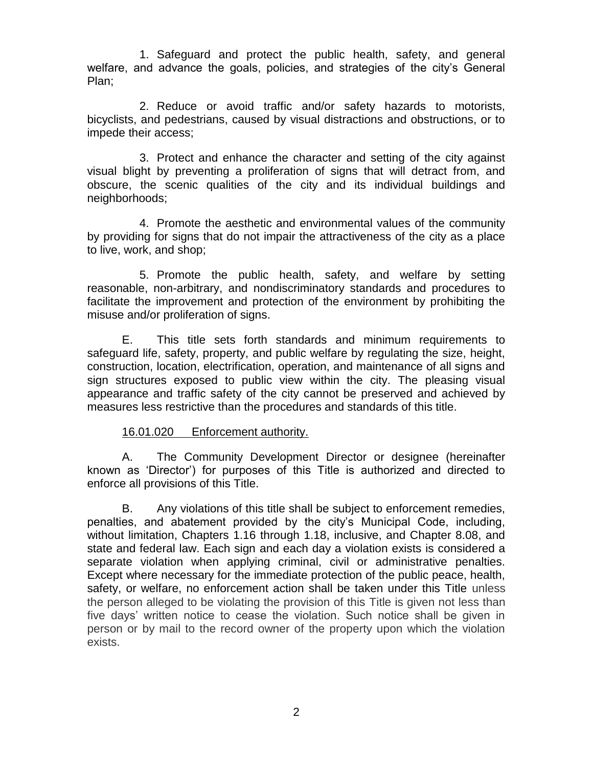1. Safeguard and protect the public health, safety, and general welfare, and advance the goals, policies, and strategies of the city's General Plan;

2. Reduce or avoid traffic and/or safety hazards to motorists, bicyclists, and pedestrians, caused by visual distractions and obstructions, or to impede their access;

3. Protect and enhance the character and setting of the city against visual blight by preventing a proliferation of signs that will detract from, and obscure, the scenic qualities of the city and its individual buildings and neighborhoods;

4. Promote the aesthetic and environmental values of the community by providing for signs that do not impair the attractiveness of the city as a place to live, work, and shop;

5. Promote the public health, safety, and welfare by setting reasonable, non-arbitrary, and nondiscriminatory standards and procedures to facilitate the improvement and protection of the environment by prohibiting the misuse and/or proliferation of signs.

E. This title sets forth standards and minimum requirements to safeguard life, safety, property, and public welfare by regulating the size, height, construction, location, electrification, operation, and maintenance of all signs and sign structures exposed to public view within the city. The pleasing visual appearance and traffic safety of the city cannot be preserved and achieved by measures less restrictive than the procedures and standards of this title.

16.01.020 Enforcement authority.

A. The Community Development Director or designee (hereinafter known as 'Director') for purposes of this Title is authorized and directed to enforce all provisions of this Title.

B. Any violations of this title shall be subject to enforcement remedies, penalties, and abatement provided by the city's Municipal Code, including, without limitation, Chapters 1.16 through 1.18, inclusive, and Chapter 8.08, and state and federal law. Each sign and each day a violation exists is considered a separate violation when applying criminal, civil or administrative penalties. Except where necessary for the immediate protection of the public peace, health, safety, or welfare, no enforcement action shall be taken under this Title unless the person alleged to be violating the provision of this Title is given not less than five days' written notice to cease the violation. Such notice shall be given in person or by mail to the record owner of the property upon which the violation exists.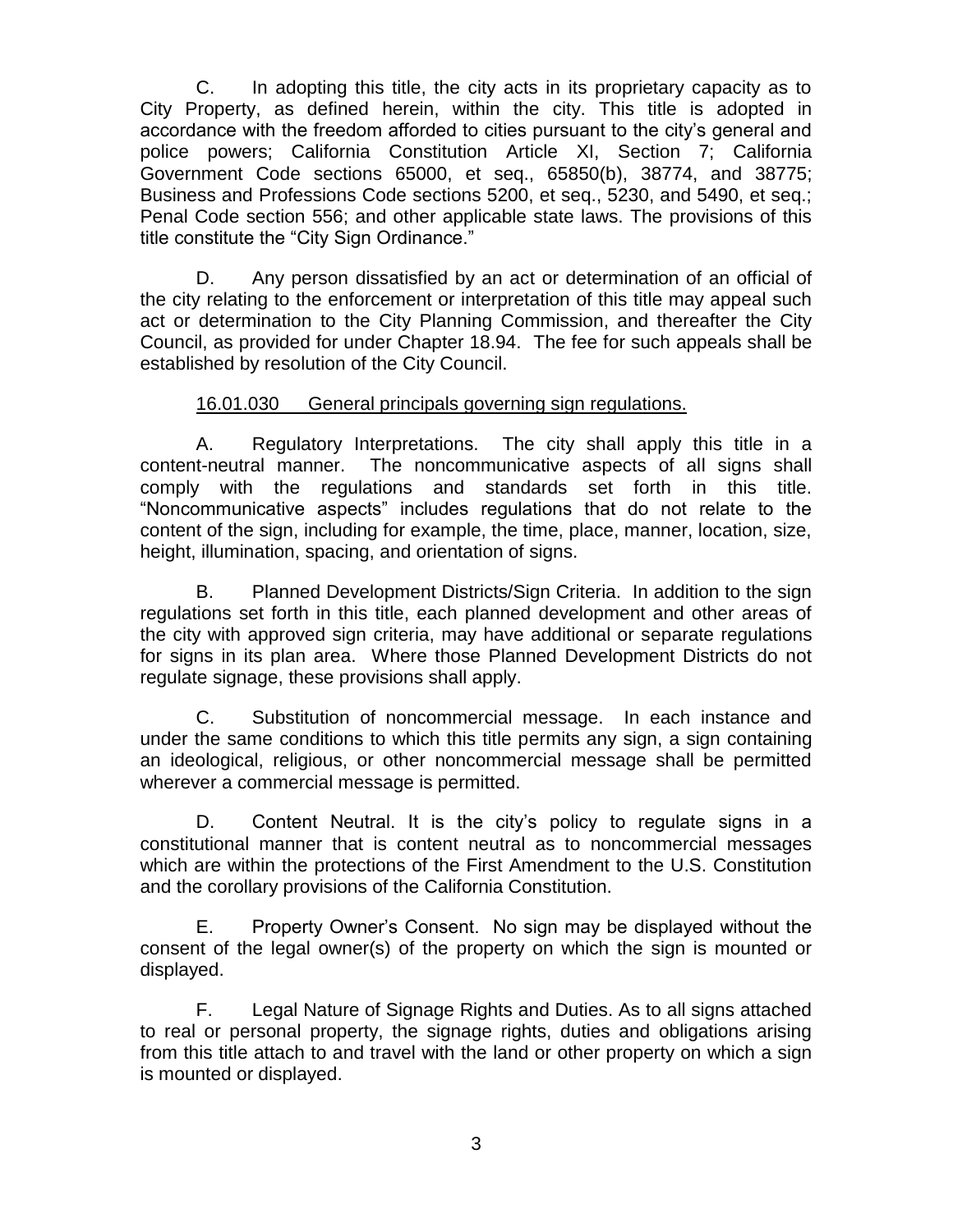C. In adopting this title, the city acts in its proprietary capacity as to City Property, as defined herein, within the city. This title is adopted in accordance with the freedom afforded to cities pursuant to the city's general and police powers; California Constitution Article XI, Section 7; California Government Code sections 65000, et seq., 65850(b), 38774, and 38775; Business and Professions Code sections 5200, et seq., 5230, and 5490, et seq.; Penal Code section 556; and other applicable state laws. The provisions of this title constitute the "City Sign Ordinance."

D. Any person dissatisfied by an act or determination of an official of the city relating to the enforcement or interpretation of this title may appeal such act or determination to the City Planning Commission, and thereafter the City Council, as provided for under Chapter 18.94. The fee for such appeals shall be established by resolution of the City Council.

16.01.030 General principals governing sign regulations.

A. Regulatory Interpretations. The city shall apply this title in a content-neutral manner. The noncommunicative aspects of all signs shall comply with the regulations and standards set forth in this title. "Noncommunicative aspects" includes regulations that do not relate to the content of the sign, including for example, the time, place, manner, location, size, height, illumination, spacing, and orientation of signs.

B. Planned Development Districts/Sign Criteria. In addition to the sign regulations set forth in this title, each planned development and other areas of the city with approved sign criteria, may have additional or separate regulations for signs in its plan area. Where those Planned Development Districts do not regulate signage, these provisions shall apply.

C. Substitution of noncommercial message. In each instance and under the same conditions to which this title permits any sign, a sign containing an ideological, religious, or other noncommercial message shall be permitted wherever a commercial message is permitted.

D. Content Neutral. It is the city's policy to regulate signs in a constitutional manner that is content neutral as to noncommercial messages which are within the protections of the First Amendment to the U.S. Constitution and the corollary provisions of the California Constitution.

E. Property Owner's Consent. No sign may be displayed without the consent of the legal owner(s) of the property on which the sign is mounted or displayed.

F. Legal Nature of Signage Rights and Duties. As to all signs attached to real or personal property, the signage rights, duties and obligations arising from this title attach to and travel with the land or other property on which a sign is mounted or displayed.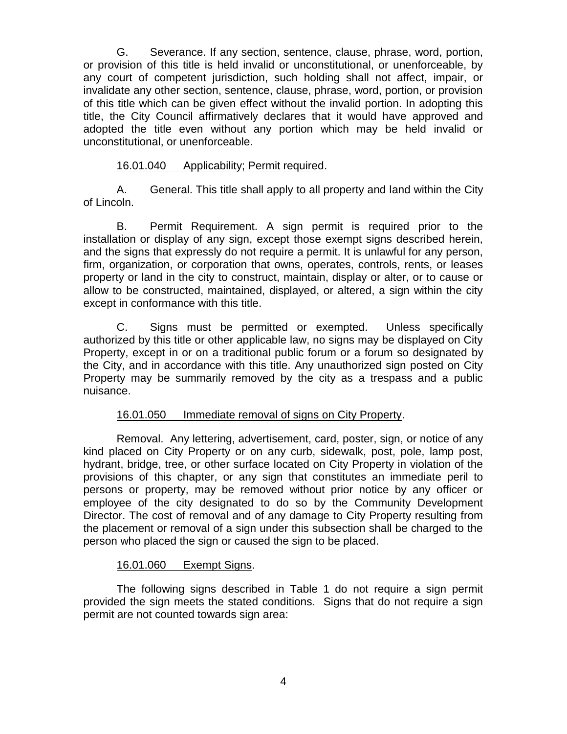G. Severance. If any section, sentence, clause, phrase, word, portion, or provision of this title is held invalid or unconstitutional, or unenforceable, by any court of competent jurisdiction, such holding shall not affect, impair, or invalidate any other section, sentence, clause, phrase, word, portion, or provision of this title which can be given effect without the invalid portion. In adopting this title, the City Council affirmatively declares that it would have approved and adopted the title even without any portion which may be held invalid or unconstitutional, or unenforceable.

<u>16.01.040 Applicability; Permit required</u>.

A. General. This title shall apply to all property and land within the City of Lincoln.

B. Permit Requirement. A sign permit is required prior to the installation or display of any sign, except those exempt signs described herein, and the signs that expressly do not require a permit. It is unlawful for any person, firm, organization, or corporation that owns, operates, controls, rents, or leases property or land in the city to construct, maintain, display or alter, or to cause or allow to be constructed, maintained, displayed, or altered, a sign within the city except in conformance with this title.

C. Signs must be permitted or exempted. Unless specifically authorized by this title or other applicable law, no signs may be displayed on City Property, except in or on a traditional public forum or a forum so designated by the City, and in accordance with this title. Any unauthorized sign posted on City Property may be summarily removed by the city as a trespass and a public nuisance.

<u>16.01.050 Immediate removal of signs on City Property</u>.

Removal. Any lettering, advertisement, card, poster, sign, or notice of any kind placed on City Property or on any curb, sidewalk, post, pole, lamp post, hydrant, bridge, tree, or other surface located on City Property in violation of the provisions of this chapter, or any sign that constitutes an immediate peril to persons or property, may be removed without prior notice by any officer or employee of the city designated to do so by the Community Development Director. The cost of removal and of any damage to City Property resulting from the placement or removal of a sign under this subsection shall be charged to the person who placed the sign or caused the sign to be placed.

<u>16.01.060 Exempt Signs</u>.

The following signs described in Table 1 do not require a sign permit provided the sign meets the stated conditions. Signs that do not require a sign permit are not counted towards sign area: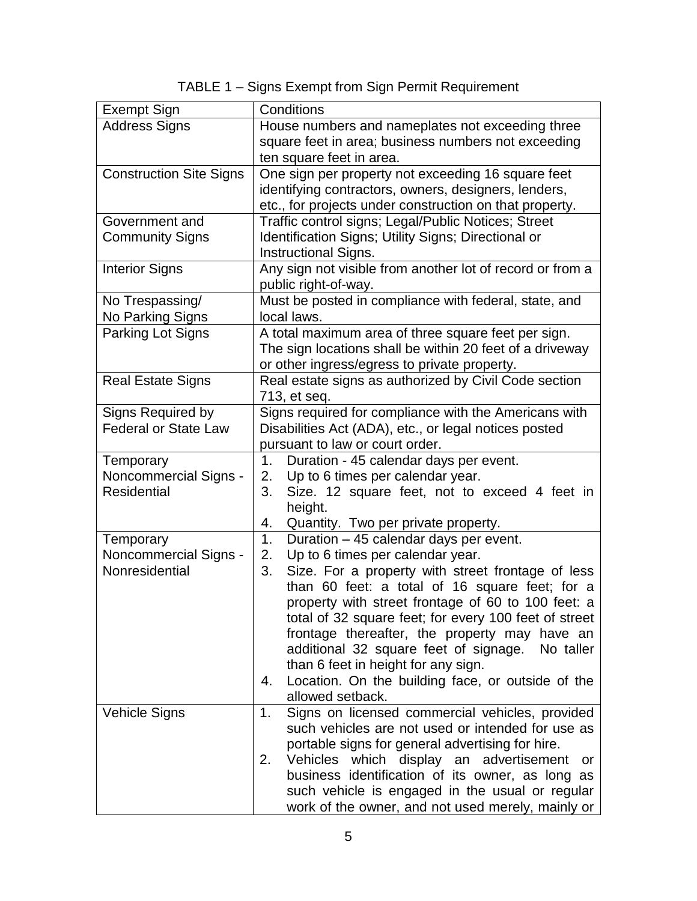TABLE 1 – Signs Exempt from Sign Permit Requirement

| Exempt Sign | Conditions |
|---|---|
| Address Signs | House numbers and nameplates not exceeding three square feet in area; business numbers not exceeding ten square feet in area. |
| Construction Site Signs | One sign per property not exceeding 16 square feet identifying contractors, owners, designers, lenders, etc., for projects under construction on that property. |
| Government and Community Signs | Traffic control signs; Legal/Public Notices; Street Identification Signs; Utility Signs; Directional or Instructional Signs. |
| Interior Signs | Any sign not visible from another lot of record or from a public right-of-way. |
| No Trespassing/ No Parking Signs | Must be posted in compliance with federal, state, and local laws. |
| Parking Lot Signs | A total maximum area of three square feet per sign. The sign locations shall be within 20 feet of a driveway or other ingress/egress to private property. |
| Real Estate Signs | Real estate signs as authorized by Civil Code section 713, et seq. |
| Signs Required by Federal or State Law | Signs required for compliance with the Americans with Disabilities Act (ADA), etc., or legal notices posted pursuant to law or court order. |
| Temporary Noncommercial Signs - Residential | 1. Duration - 45 calendar days per event.<br>2. Up to 6 times per calendar year.<br>3. Size. 12 square feet, not to exceed 4 feet in height.<br>4. Quantity. Two per private property. |
| Temporary Noncommercial Signs - Nonresidential | 1. Duration – 45 calendar days per event.<br>2. Up to 6 times per calendar year.<br>3. Size. For a property with street frontage of less than 60 feet: a total of 16 square feet; for a property with street frontage of 60 to 100 feet: a total of 32 square feet; for every 100 feet of street frontage thereafter, the property may have an additional 32 square feet of signage. No taller than 6 feet in height for any sign.<br>4. Location. On the building face, or outside of the allowed setback. |
| Vehicle Signs | 1. Signs on licensed commercial vehicles, provided such vehicles are not used or intended for use as portable signs for general advertising for hire.<br>2. Vehicles which display an advertisement or business identification of its owner, as long as such vehicle is engaged in the usual or regular work of the owner, and not used merely, mainly or |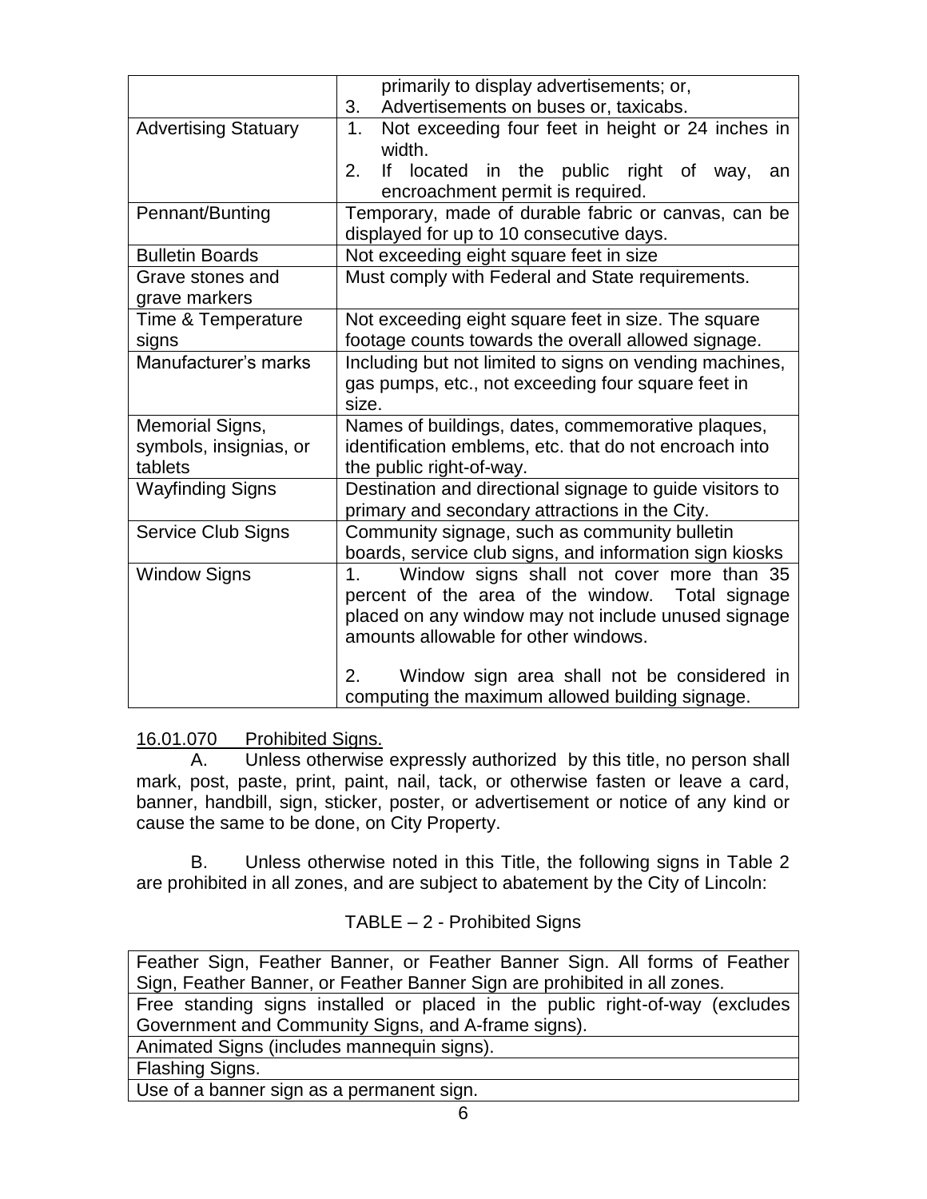| | |
|---|---|
| | primarily to display advertisements; or,<br>3. Advertisements on buses or, taxicabs. |
| Advertising Statuary | 1. Not exceeding four feet in height or 24 inches in width.<br>2. If located in the public right of way, an encroachment permit is required. |
| Pennant/Bunting | Temporary, made of durable fabric or canvas, can be displayed for up to 10 consecutive days. |
| Bulletin Boards | Not exceeding eight square feet in size |
| Grave stones and grave markers | Must comply with Federal and State requirements. |
| Time & Temperature signs | Not exceeding eight square feet in size. The square footage counts towards the overall allowed signage. |
| Manufacturer's marks | Including but not limited to signs on vending machines, gas pumps, etc., not exceeding four square feet in size. |
| Memorial Signs, symbols, insignias, or tablets | Names of buildings, dates, commemorative plaques, identification emblems, etc. that do not encroach into the public right-of-way. |
| Wayfinding Signs | Destination and directional signage to guide visitors to primary and secondary attractions in the City. |
| Service Club Signs | Community signage, such as community bulletin boards, service club signs, and information sign kiosks |
| Window Signs | 1. Window signs shall not cover more than 35 percent of the area of the window. Total signage placed on any window may not include unused signage amounts allowable for other windows.<br><br>2. Window sign area shall not be considered in computing the maximum allowed building signage. |

16.01.070 Prohibited Signs.

A. Unless otherwise expressly authorized by this title, no person shall mark, post, paste, print, paint, nail, tack, or otherwise fasten or leave a card, banner, handbill, sign, sticker, poster, or advertisement or notice of any kind or cause the same to be done, on City Property.

B. Unless otherwise noted in this Title, the following signs in Table 2 are prohibited in all zones, and are subject to abatement by the City of Lincoln:

TABLE – 2 - Prohibited Signs

| |
|---|
| Feather Sign, Feather Banner, or Feather Banner Sign. All forms of Feather Sign, Feather Banner, or Feather Banner Sign are prohibited in all zones. |
| Free standing signs installed or placed in the public right-of-way (excludes Government and Community Signs, and A-frame signs). |
| Animated Signs (includes mannequin signs). |
| Flashing Signs. |
| Use of a banner sign as a permanent sign. |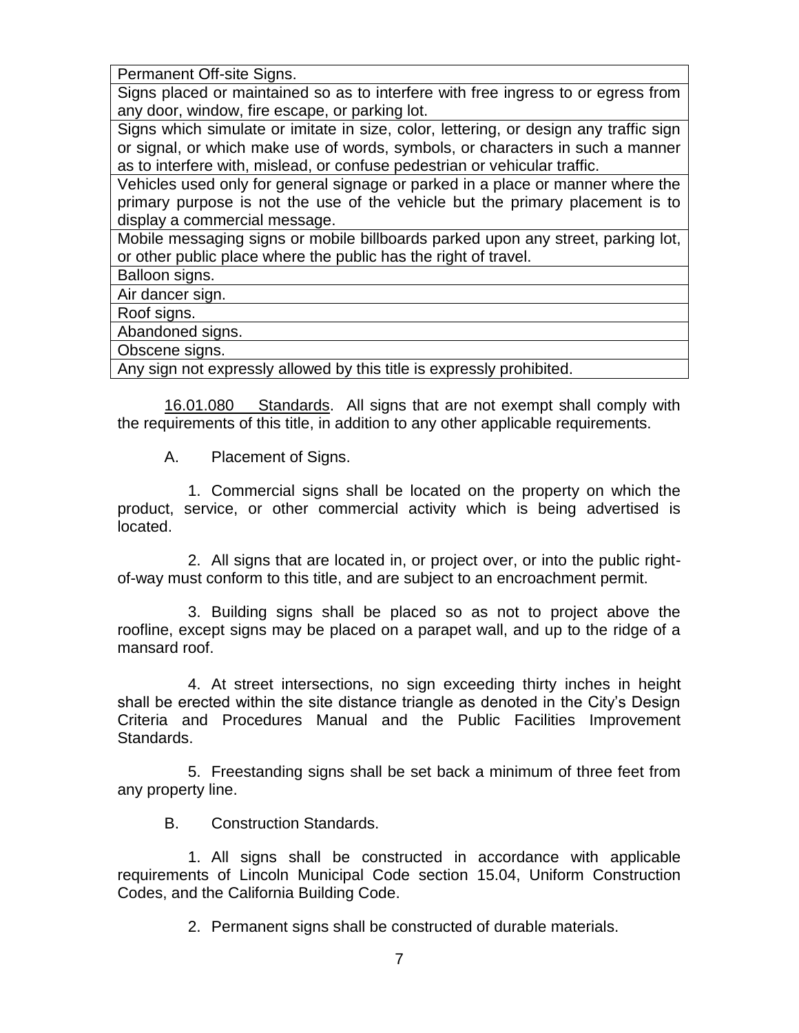| Permanent Off-site Signs. |
|---|
| Signs placed or maintained so as to interfere with free ingress to or egress from any door, window, fire escape, or parking lot. |
| Signs which simulate or imitate in size, color, lettering, or design any traffic sign or signal, or which make use of words, symbols, or characters in such a manner as to interfere with, mislead, or confuse pedestrian or vehicular traffic. |
| Vehicles used only for general signage or parked in a place or manner where the primary purpose is not the use of the vehicle but the primary placement is to display a commercial message. |
| Mobile messaging signs or mobile billboards parked upon any street, parking lot, or other public place where the public has the right of travel. |
| Balloon signs. |
| Air dancer sign. |
| Roof signs. |
| Abandoned signs. |
| Obscene signs. |
| Any sign not expressly allowed by this title is expressly prohibited. |

16.01.080 Standards. All signs that are not exempt shall comply with the requirements of this title, in addition to any other applicable requirements.

A. Placement of Signs.

1. Commercial signs shall be located on the property on which the product, service, or other commercial activity which is being advertised is located.

2. All signs that are located in, or project over, or into the public right-of-way must conform to this title, and are subject to an encroachment permit.

3. Building signs shall be placed so as not to project above the roofline, except signs may be placed on a parapet wall, and up to the ridge of a mansard roof.

4. At street intersections, no sign exceeding thirty inches in height shall be erected within the site distance triangle as denoted in the City's Design Criteria and Procedures Manual and the Public Facilities Improvement Standards.

5. Freestanding signs shall be set back a minimum of three feet from any property line.

B. Construction Standards.

1. All signs shall be constructed in accordance with applicable requirements of Lincoln Municipal Code section 15.04, Uniform Construction Codes, and the California Building Code.

2. Permanent signs shall be constructed of durable materials.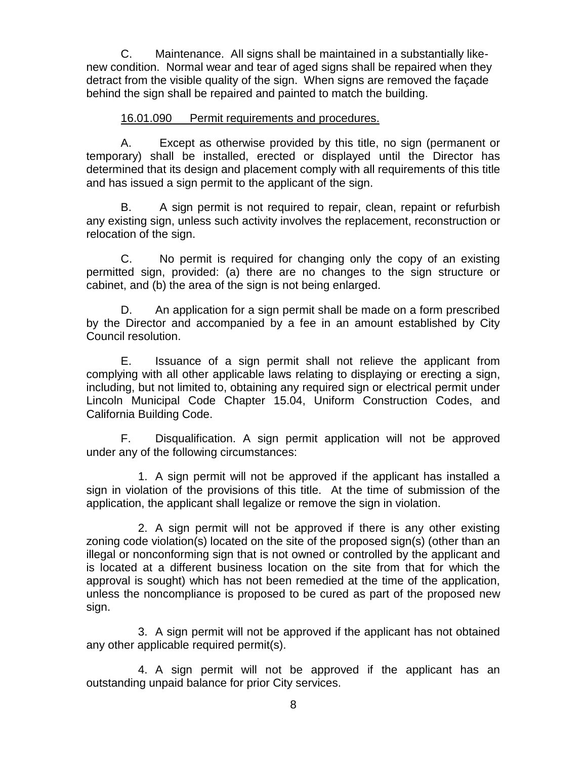C. Maintenance. All signs shall be maintained in a substantially like-new condition. Normal wear and tear of aged signs shall be repaired when they detract from the visible quality of the sign. When signs are removed the façade behind the sign shall be repaired and painted to match the building.

16.01.090 Permit requirements and procedures.

A. Except as otherwise provided by this title, no sign (permanent or temporary) shall be installed, erected or displayed until the Director has determined that its design and placement comply with all requirements of this title and has issued a sign permit to the applicant of the sign.

B. A sign permit is not required to repair, clean, repaint or refurbish any existing sign, unless such activity involves the replacement, reconstruction or relocation of the sign.

C. No permit is required for changing only the copy of an existing permitted sign, provided: (a) there are no changes to the sign structure or cabinet, and (b) the area of the sign is not being enlarged.

D. An application for a sign permit shall be made on a form prescribed by the Director and accompanied by a fee in an amount established by City Council resolution.

E. Issuance of a sign permit shall not relieve the applicant from complying with all other applicable laws relating to displaying or erecting a sign, including, but not limited to, obtaining any required sign or electrical permit under Lincoln Municipal Code Chapter 15.04, Uniform Construction Codes, and California Building Code.

F. Disqualification. A sign permit application will not be approved under any of the following circumstances:

1. A sign permit will not be approved if the applicant has installed a sign in violation of the provisions of this title. At the time of submission of the application, the applicant shall legalize or remove the sign in violation.

2. A sign permit will not be approved if there is any other existing zoning code violation(s) located on the site of the proposed sign(s) (other than an illegal or nonconforming sign that is not owned or controlled by the applicant and is located at a different business location on the site from that for which the approval is sought) which has not been remedied at the time of the application, unless the noncompliance is proposed to be cured as part of the proposed new sign.

3. A sign permit will not be approved if the applicant has not obtained any other applicable required permit(s).

4. A sign permit will not be approved if the applicant has an outstanding unpaid balance for prior City services.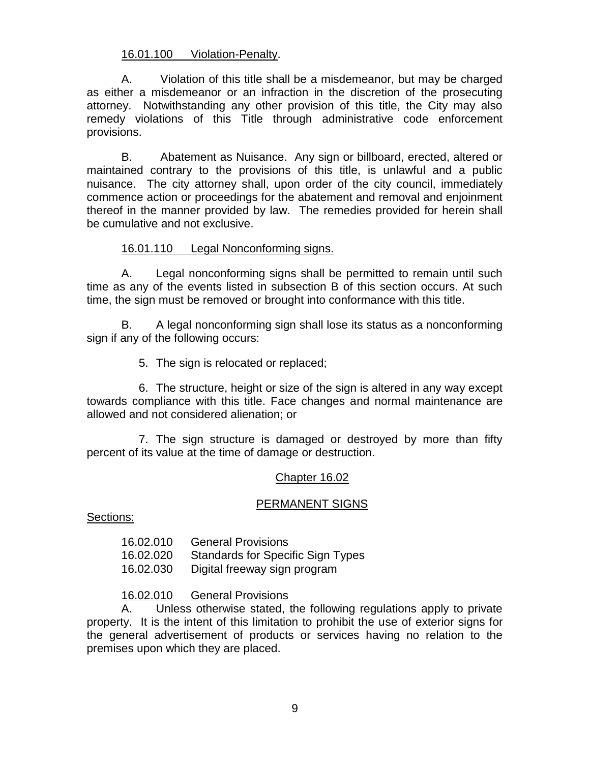16.01.100 Violation-Penalty.

A. Violation of this title shall be a misdemeanor, but may be charged as either a misdemeanor or an infraction in the discretion of the prosecuting attorney. Notwithstanding any other provision of this title, the City may also remedy violations of this Title through administrative code enforcement provisions.

B. Abatement as Nuisance. Any sign or billboard, erected, altered or maintained contrary to the provisions of this title, is unlawful and a public nuisance. The city attorney shall, upon order of the city council, immediately commence action or proceedings for the abatement and removal and enjoinment thereof in the manner provided by law. The remedies provided for herein shall be cumulative and not exclusive.

16.01.110 Legal Nonconforming signs.

A. Legal nonconforming signs shall be permitted to remain until such time as any of the events listed in subsection B of this section occurs. At such time, the sign must be removed or brought into conformance with this title.

B. A legal nonconforming sign shall lose its status as a nonconforming sign if any of the following occurs:

5. The sign is relocated or replaced;

6. The structure, height or size of the sign is altered in any way except towards compliance with this title. Face changes and normal maintenance are allowed and not considered alienation; or

7. The sign structure is damaged or destroyed by more than fifty percent of its value at the time of damage or destruction.

## Chapter 16.02

## PERMANENT SIGNS

Sections:

16.02.010 General Provisions
16.02.020 Standards for Specific Sign Types
16.02.030 Digital freeway sign program

16.02.010 General Provisions

A. Unless otherwise stated, the following regulations apply to private property. It is the intent of this limitation to prohibit the use of exterior signs for the general advertisement of products or services having no relation to the premises upon which they are placed.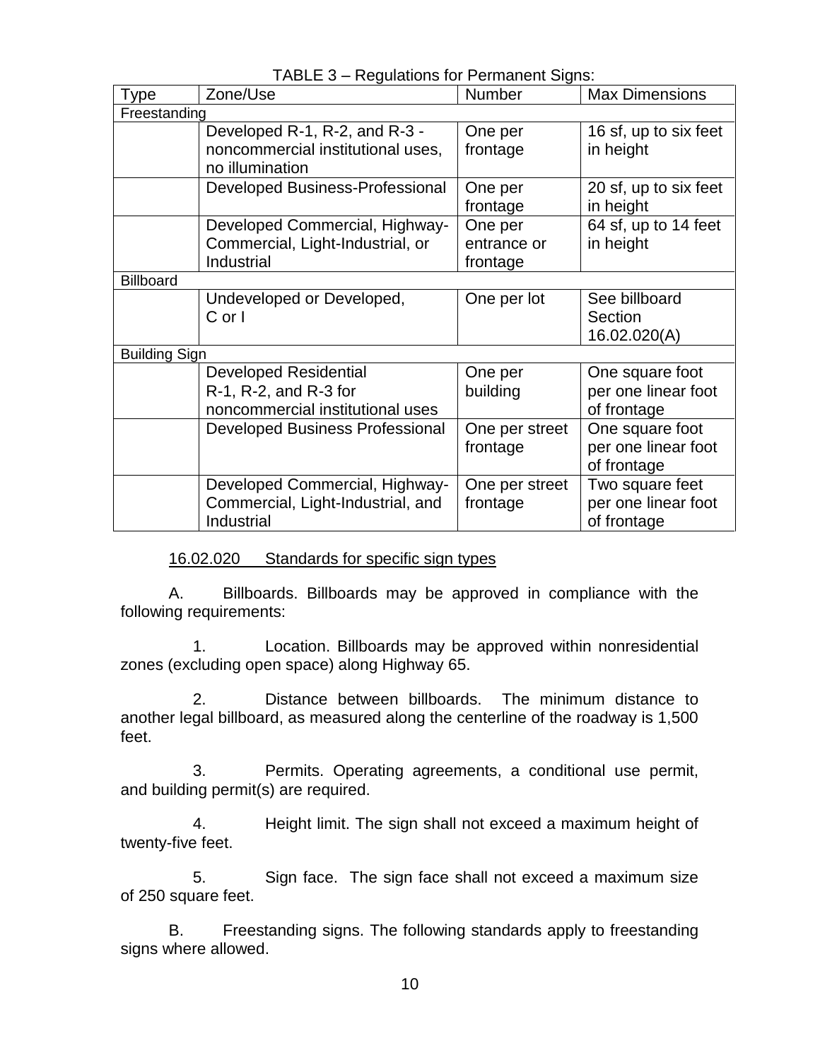TABLE 3 – Regulations for Permanent Signs:

| Type | Zone/Use | Number | Max Dimensions |
|---|---|---|---|
| Freestanding | | | |
| | Developed R-1, R-2, and R-3 - noncommercial institutional uses, no illumination | One per frontage | 16 sf, up to six feet in height |
| | Developed Business-Professional | One per frontage | 20 sf, up to six feet in height |
| | Developed Commercial, Highway-Commercial, Light-Industrial, or Industrial | One per entrance or frontage | 64 sf, up to 14 feet in height |
| Billboard | | | |
| | Undeveloped or Developed, C or I | One per lot | See billboard Section 16.02.020(A) |
| Building Sign | | | |
| | Developed Residential R-1, R-2, and R-3 for noncommercial institutional uses | One per building | One square foot per one linear foot of frontage |
| | Developed Business Professional | One per street frontage | One square foot per one linear foot of frontage |
| | Developed Commercial, Highway-Commercial, Light-Industrial, and Industrial | One per street frontage | Two square feet per one linear foot of frontage |

16.02.020 Standards for specific sign types

A. Billboards. Billboards may be approved in compliance with the following requirements:

1. Location. Billboards may be approved within nonresidential zones (excluding open space) along Highway 65.

2. Distance between billboards. The minimum distance to another legal billboard, as measured along the centerline of the roadway is 1,500 feet.

3. Permits. Operating agreements, a conditional use permit, and building permit(s) are required.

4. Height limit. The sign shall not exceed a maximum height of twenty-five feet.

5. Sign face. The sign face shall not exceed a maximum size of 250 square feet.

B. Freestanding signs. The following standards apply to freestanding signs where allowed.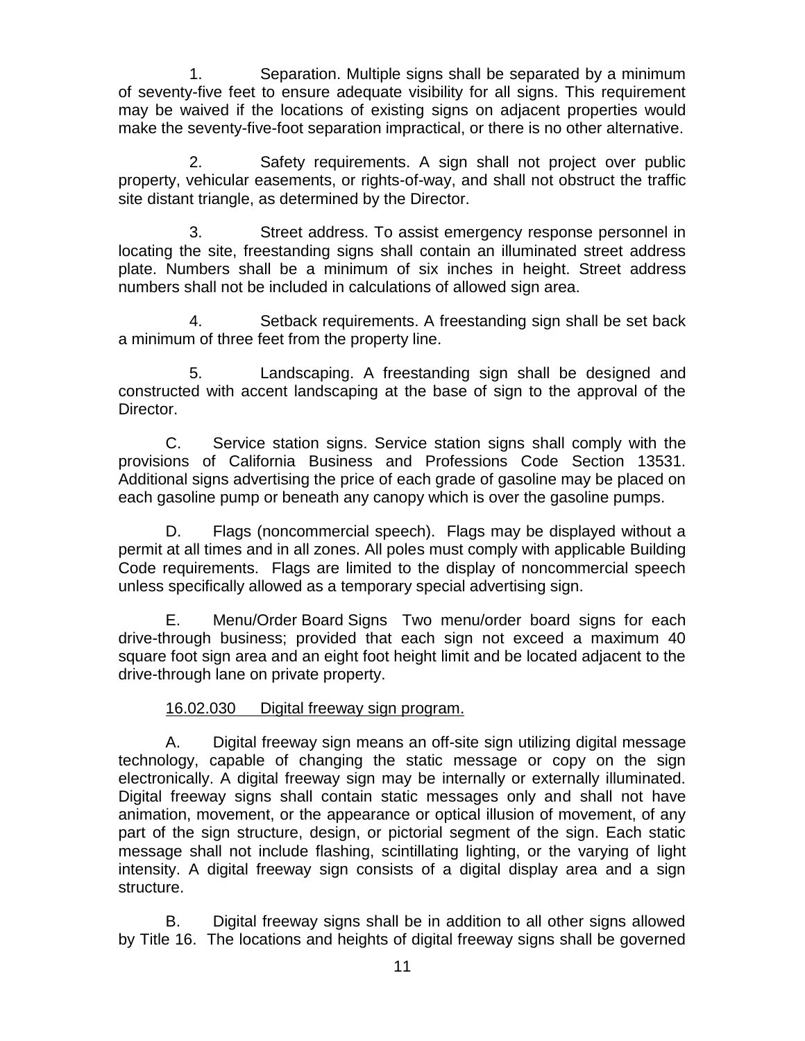1. Separation. Multiple signs shall be separated by a minimum of seventy-five feet to ensure adequate visibility for all signs. This requirement may be waived if the locations of existing signs on adjacent properties would make the seventy-five-foot separation impractical, or there is no other alternative.

2. Safety requirements. A sign shall not project over public property, vehicular easements, or rights-of-way, and shall not obstruct the traffic site distant triangle, as determined by the Director.

3. Street address. To assist emergency response personnel in locating the site, freestanding signs shall contain an illuminated street address plate. Numbers shall be a minimum of six inches in height. Street address numbers shall not be included in calculations of allowed sign area.

4. Setback requirements. A freestanding sign shall be set back a minimum of three feet from the property line.

5. Landscaping. A freestanding sign shall be designed and constructed with accent landscaping at the base of sign to the approval of the Director.

C. Service station signs. Service station signs shall comply with the provisions of California Business and Professions Code Section 13531. Additional signs advertising the price of each grade of gasoline may be placed on each gasoline pump or beneath any canopy which is over the gasoline pumps.

D. Flags (noncommercial speech). Flags may be displayed without a permit at all times and in all zones. All poles must comply with applicable Building Code requirements. Flags are limited to the display of noncommercial speech unless specifically allowed as a temporary special advertising sign.

E. Menu/Order Board Signs Two menu/order board signs for each drive-through business; provided that each sign not exceed a maximum 40 square foot sign area and an eight foot height limit and be located adjacent to the drive-through lane on private property.

<u>16.02.030 Digital freeway sign program.</u>

A. Digital freeway sign means an off-site sign utilizing digital message technology, capable of changing the static message or copy on the sign electronically. A digital freeway sign may be internally or externally illuminated. Digital freeway signs shall contain static messages only and shall not have animation, movement, or the appearance or optical illusion of movement, of any part of the sign structure, design, or pictorial segment of the sign. Each static message shall not include flashing, scintillating lighting, or the varying of light intensity. A digital freeway sign consists of a digital display area and a sign structure.

B. Digital freeway signs shall be in addition to all other signs allowed by Title 16. The locations and heights of digital freeway signs shall be governed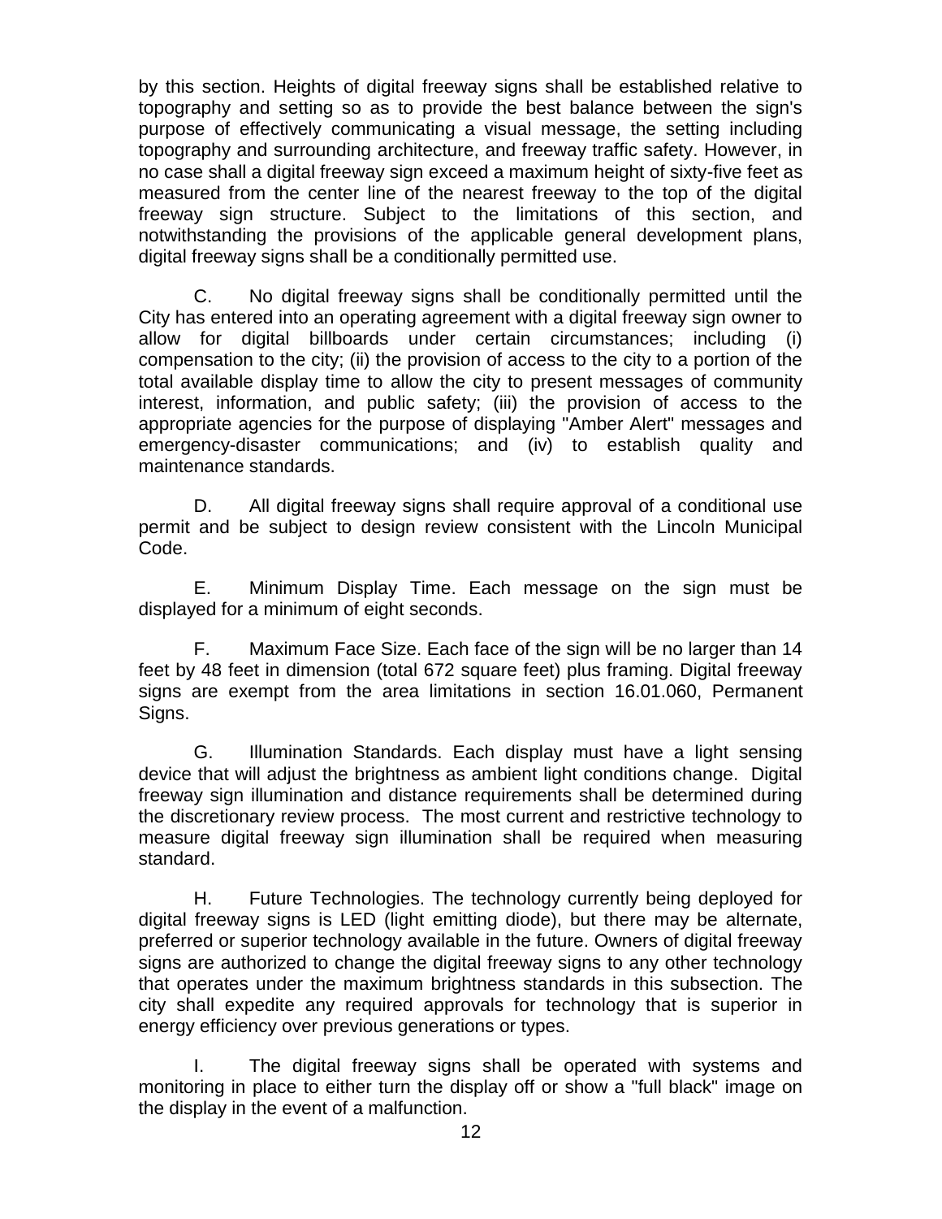by this section. Heights of digital freeway signs shall be established relative to topography and setting so as to provide the best balance between the sign's purpose of effectively communicating a visual message, the setting including topography and surrounding architecture, and freeway traffic safety. However, in no case shall a digital freeway sign exceed a maximum height of sixty-five feet as measured from the center line of the nearest freeway to the top of the digital freeway sign structure. Subject to the limitations of this section, and notwithstanding the provisions of the applicable general development plans, digital freeway signs shall be a conditionally permitted use.

C. No digital freeway signs shall be conditionally permitted until the City has entered into an operating agreement with a digital freeway sign owner to allow for digital billboards under certain circumstances; including (i) compensation to the city; (ii) the provision of access to the city to a portion of the total available display time to allow the city to present messages of community interest, information, and public safety; (iii) the provision of access to the appropriate agencies for the purpose of displaying "Amber Alert" messages and emergency-disaster communications; and (iv) to establish quality and maintenance standards.

D. All digital freeway signs shall require approval of a conditional use permit and be subject to design review consistent with the Lincoln Municipal Code.

E. Minimum Display Time. Each message on the sign must be displayed for a minimum of eight seconds.

F. Maximum Face Size. Each face of the sign will be no larger than 14 feet by 48 feet in dimension (total 672 square feet) plus framing. Digital freeway signs are exempt from the area limitations in section 16.01.060, Permanent Signs.

G. Illumination Standards. Each display must have a light sensing device that will adjust the brightness as ambient light conditions change. Digital freeway sign illumination and distance requirements shall be determined during the discretionary review process. The most current and restrictive technology to measure digital freeway sign illumination shall be required when measuring standard.

H. Future Technologies. The technology currently being deployed for digital freeway signs is LED (light emitting diode), but there may be alternate, preferred or superior technology available in the future. Owners of digital freeway signs are authorized to change the digital freeway signs to any other technology that operates under the maximum brightness standards in this subsection. The city shall expedite any required approvals for technology that is superior in energy efficiency over previous generations or types.

I. The digital freeway signs shall be operated with systems and monitoring in place to either turn the display off or show a "full black" image on the display in the event of a malfunction.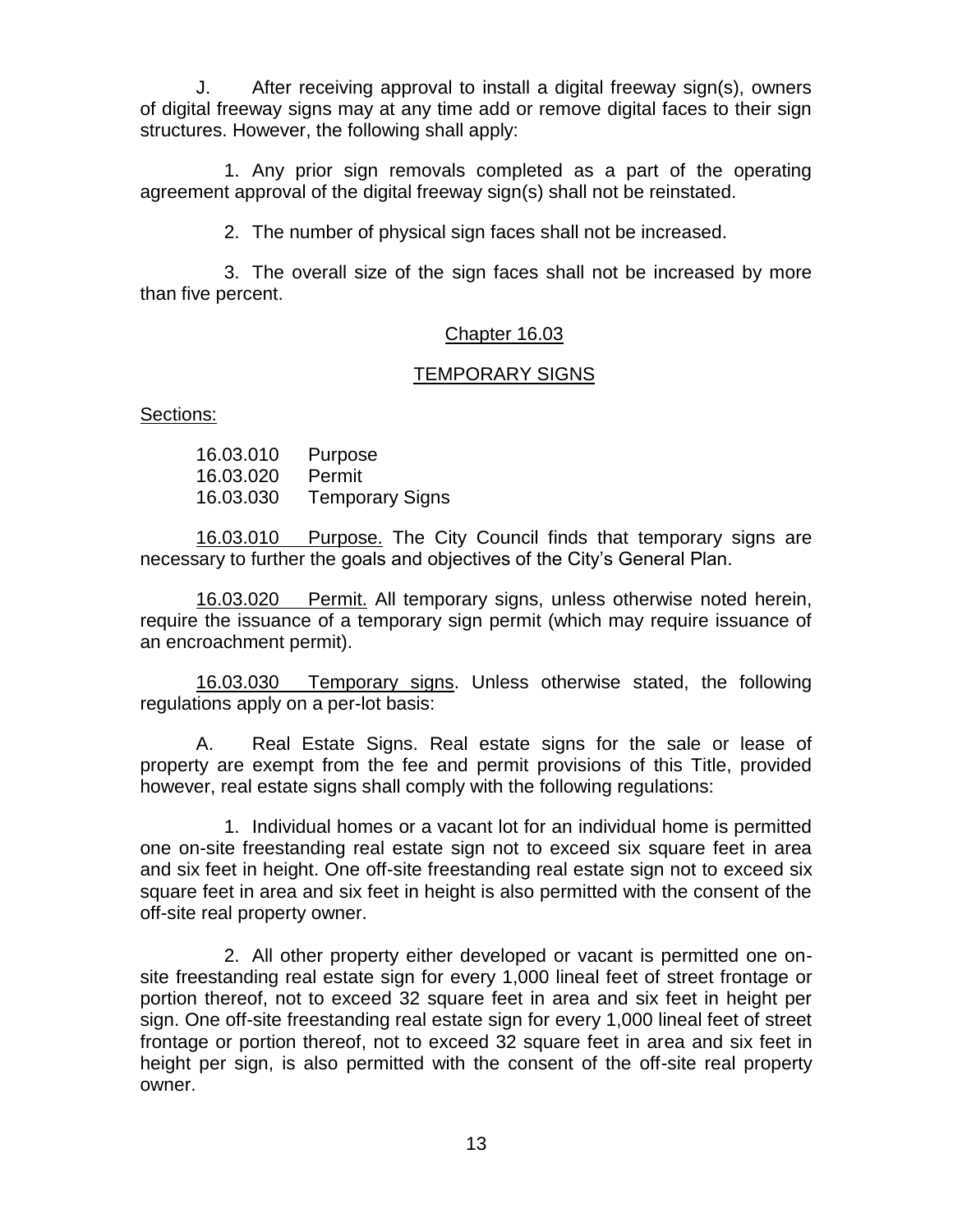J. After receiving approval to install a digital freeway sign(s), owners of digital freeway signs may at any time add or remove digital faces to their sign structures. However, the following shall apply:

1. Any prior sign removals completed as a part of the operating agreement approval of the digital freeway sign(s) shall not be reinstated.

2. The number of physical sign faces shall not be increased.

3. The overall size of the sign faces shall not be increased by more than five percent.

## Chapter 16.03

## TEMPORARY SIGNS

Sections:

16.03.010 Purpose
16.03.020 Permit
16.03.030 Temporary Signs

16.03.010 Purpose. The City Council finds that temporary signs are necessary to further the goals and objectives of the City's General Plan.

16.03.020 Permit. All temporary signs, unless otherwise noted herein, require the issuance of a temporary sign permit (which may require issuance of an encroachment permit).

16.03.030 Temporary signs. Unless otherwise stated, the following regulations apply on a per-lot basis:

A. Real Estate Signs. Real estate signs for the sale or lease of property are exempt from the fee and permit provisions of this Title, provided however, real estate signs shall comply with the following regulations:

1. Individual homes or a vacant lot for an individual home is permitted one on-site freestanding real estate sign not to exceed six square feet in area and six feet in height. One off-site freestanding real estate sign not to exceed six square feet in area and six feet in height is also permitted with the consent of the off-site real property owner.

2. All other property either developed or vacant is permitted one on-site freestanding real estate sign for every 1,000 lineal feet of street frontage or portion thereof, not to exceed 32 square feet in area and six feet in height per sign. One off-site freestanding real estate sign for every 1,000 lineal feet of street frontage or portion thereof, not to exceed 32 square feet in area and six feet in height per sign, is also permitted with the consent of the off-site real property owner.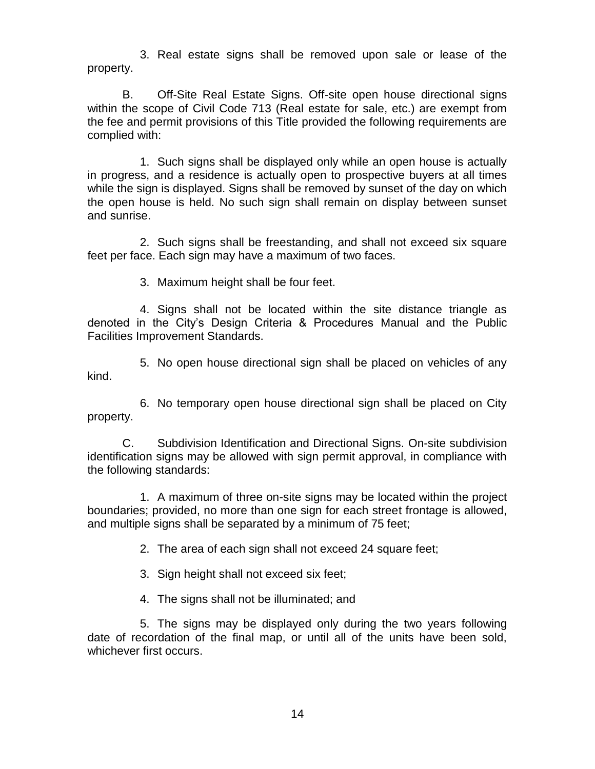3. Real estate signs shall be removed upon sale or lease of the property.

B. Off-Site Real Estate Signs. Off-site open house directional signs within the scope of Civil Code 713 (Real estate for sale, etc.) are exempt from the fee and permit provisions of this Title provided the following requirements are complied with:

1. Such signs shall be displayed only while an open house is actually in progress, and a residence is actually open to prospective buyers at all times while the sign is displayed. Signs shall be removed by sunset of the day on which the open house is held. No such sign shall remain on display between sunset and sunrise.

2. Such signs shall be freestanding, and shall not exceed six square feet per face. Each sign may have a maximum of two faces.

3. Maximum height shall be four feet.

4. Signs shall not be located within the site distance triangle as denoted in the City's Design Criteria & Procedures Manual and the Public Facilities Improvement Standards.

5. No open house directional sign shall be placed on vehicles of any kind.

6. No temporary open house directional sign shall be placed on City property.

C. Subdivision Identification and Directional Signs. On-site subdivision identification signs may be allowed with sign permit approval, in compliance with the following standards:

1. A maximum of three on-site signs may be located within the project boundaries; provided, no more than one sign for each street frontage is allowed, and multiple signs shall be separated by a minimum of 75 feet;

2. The area of each sign shall not exceed 24 square feet;

3. Sign height shall not exceed six feet;

4. The signs shall not be illuminated; and

5. The signs may be displayed only during the two years following date of recordation of the final map, or until all of the units have been sold, whichever first occurs.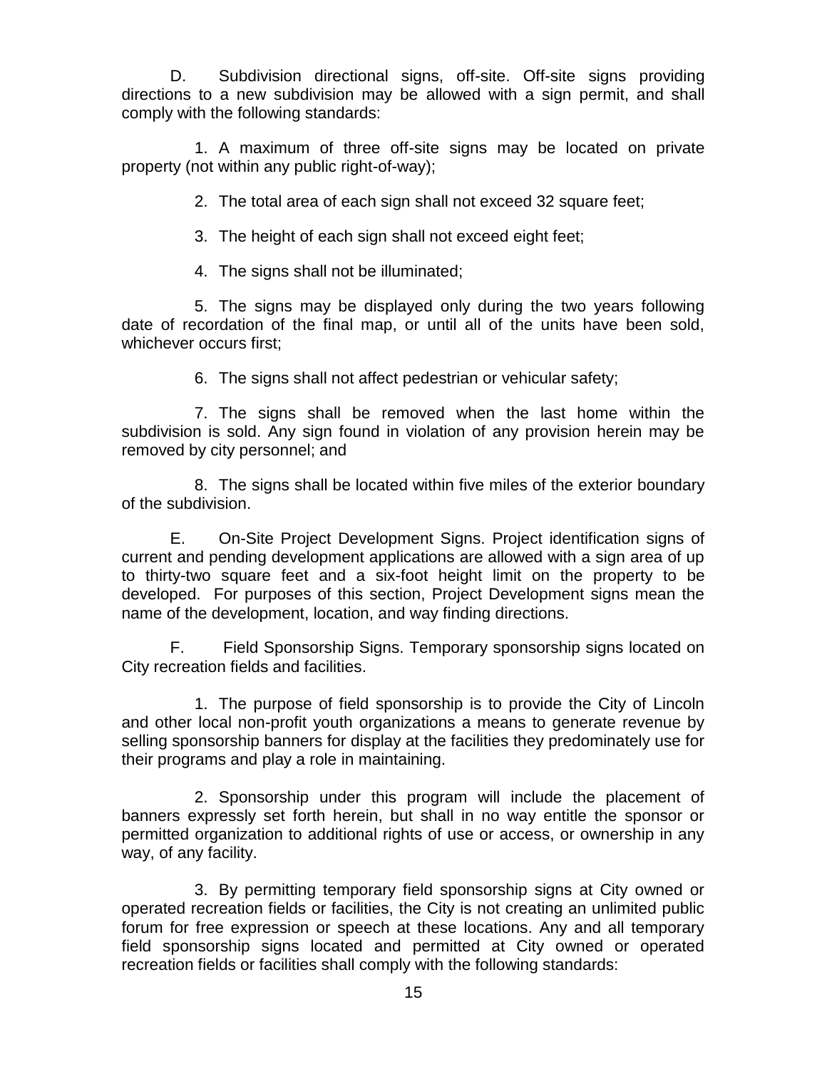D. Subdivision directional signs, off-site. Off-site signs providing directions to a new subdivision may be allowed with a sign permit, and shall comply with the following standards:

1. A maximum of three off-site signs may be located on private property (not within any public right-of-way);

2. The total area of each sign shall not exceed 32 square feet;

3. The height of each sign shall not exceed eight feet;

4. The signs shall not be illuminated;

5. The signs may be displayed only during the two years following date of recordation of the final map, or until all of the units have been sold, whichever occurs first;

6. The signs shall not affect pedestrian or vehicular safety;

7. The signs shall be removed when the last home within the subdivision is sold. Any sign found in violation of any provision herein may be removed by city personnel; and

8. The signs shall be located within five miles of the exterior boundary of the subdivision.

E. On-Site Project Development Signs. Project identification signs of current and pending development applications are allowed with a sign area of up to thirty-two square feet and a six-foot height limit on the property to be developed. For purposes of this section, Project Development signs mean the name of the development, location, and way finding directions.

F. Field Sponsorship Signs. Temporary sponsorship signs located on City recreation fields and facilities.

1. The purpose of field sponsorship is to provide the City of Lincoln and other local non-profit youth organizations a means to generate revenue by selling sponsorship banners for display at the facilities they predominately use for their programs and play a role in maintaining.

2. Sponsorship under this program will include the placement of banners expressly set forth herein, but shall in no way entitle the sponsor or permitted organization to additional rights of use or access, or ownership in any way, of any facility.

3. By permitting temporary field sponsorship signs at City owned or operated recreation fields or facilities, the City is not creating an unlimited public forum for free expression or speech at these locations. Any and all temporary field sponsorship signs located and permitted at City owned or operated recreation fields or facilities shall comply with the following standards: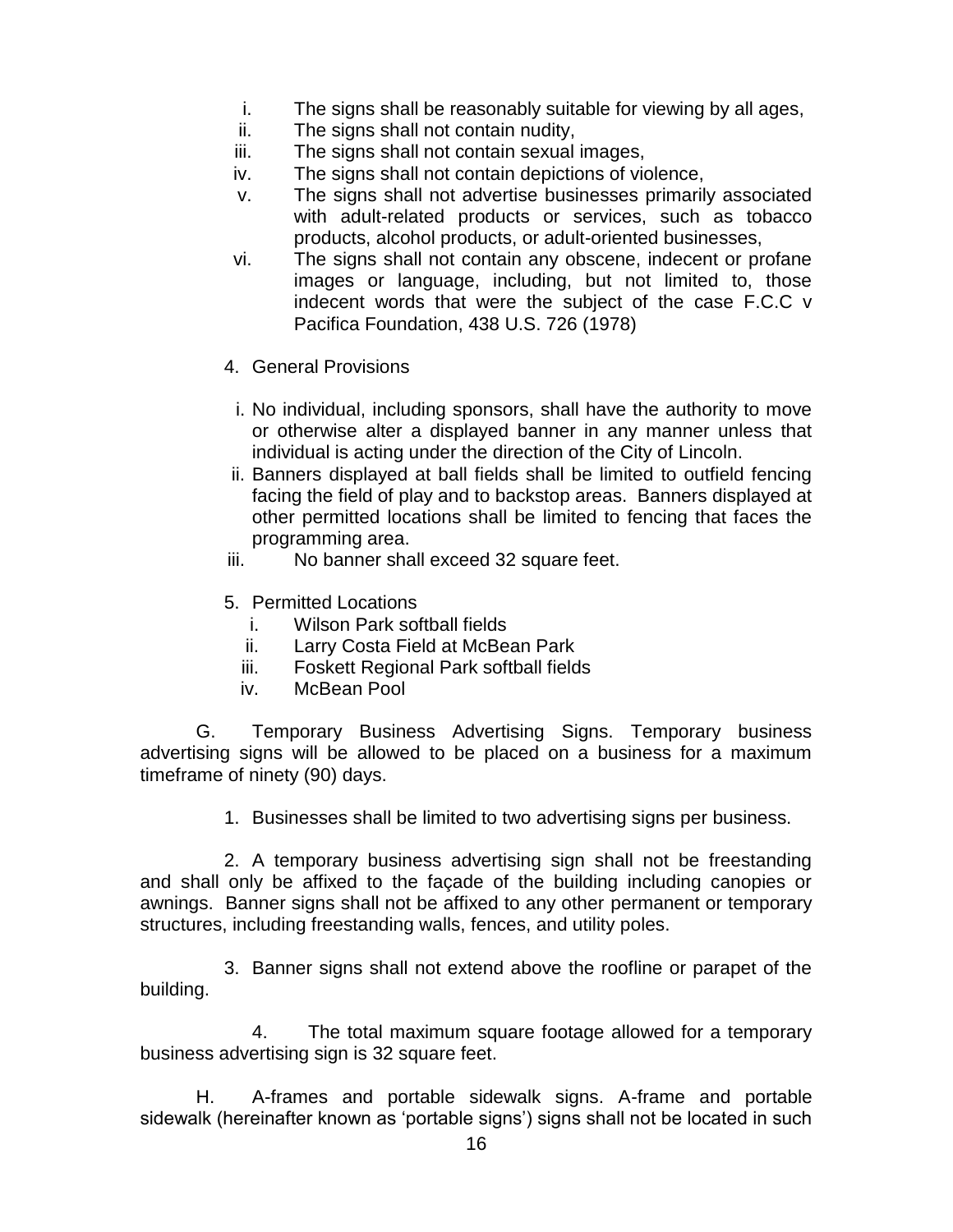i. The signs shall be reasonably suitable for viewing by all ages,
ii. The signs shall not contain nudity,
iii. The signs shall not contain sexual images,
iv. The signs shall not contain depictions of violence,
v. The signs shall not advertise businesses primarily associated with adult-related products or services, such as tobacco products, alcohol products, or adult-oriented businesses,
vi. The signs shall not contain any obscene, indecent or profane images or language, including, but not limited to, those indecent words that were the subject of the case F.C.C v Pacifica Foundation, 438 U.S. 726 (1978)

4. General Provisions

i. No individual, including sponsors, shall have the authority to move or otherwise alter a displayed banner in any manner unless that individual is acting under the direction of the City of Lincoln.
ii. Banners displayed at ball fields shall be limited to outfield fencing facing the field of play and to backstop areas. Banners displayed at other permitted locations shall be limited to fencing that faces the programming area.
iii. No banner shall exceed 32 square feet.

5. Permitted Locations

i. Wilson Park softball fields
ii. Larry Costa Field at McBean Park
iii. Foskett Regional Park softball fields
iv. McBean Pool

G. Temporary Business Advertising Signs. Temporary business advertising signs will be allowed to be placed on a business for a maximum timeframe of ninety (90) days.

1. Businesses shall be limited to two advertising signs per business.

2. A temporary business advertising sign shall not be freestanding and shall only be affixed to the façade of the building including canopies or awnings. Banner signs shall not be affixed to any other permanent or temporary structures, including freestanding walls, fences, and utility poles.

3. Banner signs shall not extend above the roofline or parapet of the building.

4. The total maximum square footage allowed for a temporary business advertising sign is 32 square feet.

H. A-frames and portable sidewalk signs. A-frame and portable sidewalk (hereinafter known as 'portable signs') signs shall not be located in such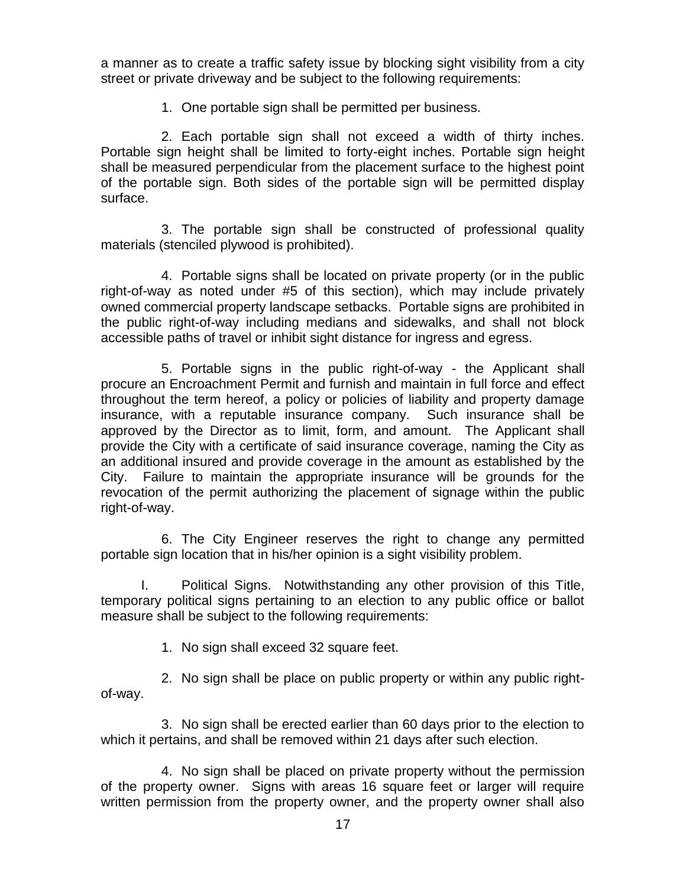a manner as to create a traffic safety issue by blocking sight visibility from a city street or private driveway and be subject to the following requirements:

1. One portable sign shall be permitted per business.

2. Each portable sign shall not exceed a width of thirty inches. Portable sign height shall be limited to forty-eight inches. Portable sign height shall be measured perpendicular from the placement surface to the highest point of the portable sign. Both sides of the portable sign will be permitted display surface.

3. The portable sign shall be constructed of professional quality materials (stenciled plywood is prohibited).

4. Portable signs shall be located on private property (or in the public right-of-way as noted under #5 of this section), which may include privately owned commercial property landscape setbacks. Portable signs are prohibited in the public right-of-way including medians and sidewalks, and shall not block accessible paths of travel or inhibit sight distance for ingress and egress.

5. Portable signs in the public right-of-way - the Applicant shall procure an Encroachment Permit and furnish and maintain in full force and effect throughout the term hereof, a policy or policies of liability and property damage insurance, with a reputable insurance company. Such insurance shall be approved by the Director as to limit, form, and amount. The Applicant shall provide the City with a certificate of said insurance coverage, naming the City as an additional insured and provide coverage in the amount as established by the City. Failure to maintain the appropriate insurance will be grounds for the revocation of the permit authorizing the placement of signage within the public right-of-way.

6. The City Engineer reserves the right to change any permitted portable sign location that in his/her opinion is a sight visibility problem.

I. Political Signs. Notwithstanding any other provision of this Title, temporary political signs pertaining to an election to any public office or ballot measure shall be subject to the following requirements:

1. No sign shall exceed 32 square feet.

2. No sign shall be place on public property or within any public right-of-way.

3. No sign shall be erected earlier than 60 days prior to the election to which it pertains, and shall be removed within 21 days after such election.

4. No sign shall be placed on private property without the permission of the property owner. Signs with areas 16 square feet or larger will require written permission from the property owner, and the property owner shall also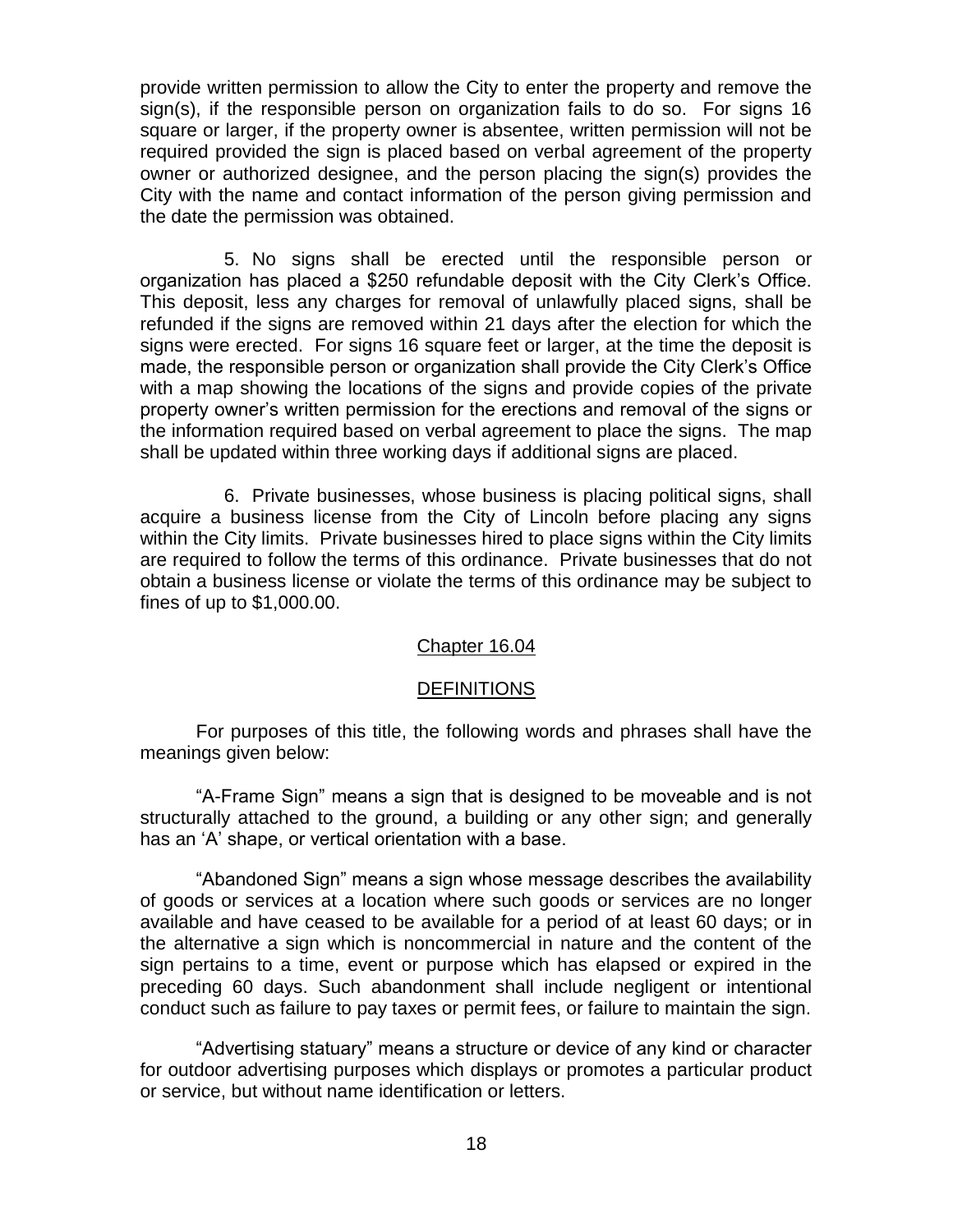provide written permission to allow the City to enter the property and remove the sign(s), if the responsible person on organization fails to do so. For signs 16 square or larger, if the property owner is absentee, written permission will not be required provided the sign is placed based on verbal agreement of the property owner or authorized designee, and the person placing the sign(s) provides the City with the name and contact information of the person giving permission and the date the permission was obtained.

5. No signs shall be erected until the responsible person or organization has placed a $250 refundable deposit with the City Clerk's Office. This deposit, less any charges for removal of unlawfully placed signs, shall be refunded if the signs are removed within 21 days after the election for which the signs were erected. For signs 16 square feet or larger, at the time the deposit is made, the responsible person or organization shall provide the City Clerk's Office with a map showing the locations of the signs and provide copies of the private property owner's written permission for the erections and removal of the signs or the information required based on verbal agreement to place the signs. The map shall be updated within three working days if additional signs are placed.

6. Private businesses, whose business is placing political signs, shall acquire a business license from the City of Lincoln before placing any signs within the City limits. Private businesses hired to place signs within the City limits are required to follow the terms of this ordinance. Private businesses that do not obtain a business license or violate the terms of this ordinance may be subject to fines of up to $1,000.00.

## Chapter 16.04

## DEFINITIONS

For purposes of this title, the following words and phrases shall have the meanings given below:

"A-Frame Sign" means a sign that is designed to be moveable and is not structurally attached to the ground, a building or any other sign; and generally has an 'A' shape, or vertical orientation with a base.

"Abandoned Sign" means a sign whose message describes the availability of goods or services at a location where such goods or services are no longer available and have ceased to be available for a period of at least 60 days; or in the alternative a sign which is noncommercial in nature and the content of the sign pertains to a time, event or purpose which has elapsed or expired in the preceding 60 days. Such abandonment shall include negligent or intentional conduct such as failure to pay taxes or permit fees, or failure to maintain the sign.

"Advertising statuary" means a structure or device of any kind or character for outdoor advertising purposes which displays or promotes a particular product or service, but without name identification or letters.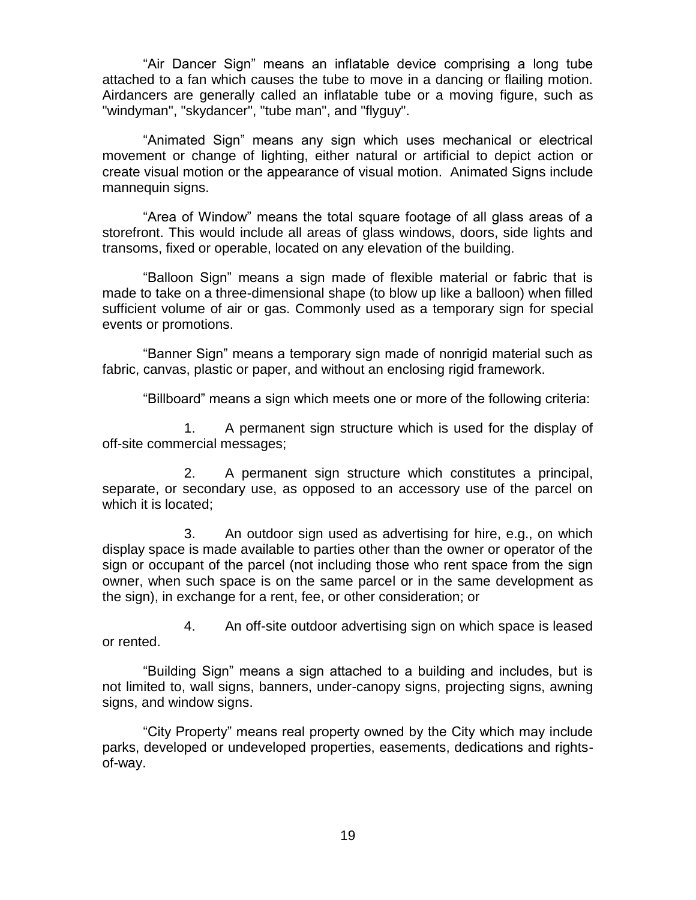"Air Dancer Sign" means an inflatable device comprising a long tube attached to a fan which causes the tube to move in a dancing or flailing motion. Airdancers are generally called an inflatable tube or a moving figure, such as "windyman", "skydancer", "tube man", and "flyguy".

"Animated Sign" means any sign which uses mechanical or electrical movement or change of lighting, either natural or artificial to depict action or create visual motion or the appearance of visual motion. Animated Signs include mannequin signs.

"Area of Window" means the total square footage of all glass areas of a storefront. This would include all areas of glass windows, doors, side lights and transoms, fixed or operable, located on any elevation of the building.

"Balloon Sign" means a sign made of flexible material or fabric that is made to take on a three-dimensional shape (to blow up like a balloon) when filled sufficient volume of air or gas. Commonly used as a temporary sign for special events or promotions.

"Banner Sign" means a temporary sign made of nonrigid material such as fabric, canvas, plastic or paper, and without an enclosing rigid framework.

"Billboard" means a sign which meets one or more of the following criteria:

1. A permanent sign structure which is used for the display of off-site commercial messages;

2. A permanent sign structure which constitutes a principal, separate, or secondary use, as opposed to an accessory use of the parcel on which it is located;

3. An outdoor sign used as advertising for hire, e.g., on which display space is made available to parties other than the owner or operator of the sign or occupant of the parcel (not including those who rent space from the sign owner, when such space is on the same parcel or in the same development as the sign), in exchange for a rent, fee, or other consideration; or

4. An off-site outdoor advertising sign on which space is leased or rented.

"Building Sign" means a sign attached to a building and includes, but is not limited to, wall signs, banners, under-canopy signs, projecting signs, awning signs, and window signs.

"City Property" means real property owned by the City which may include parks, developed or undeveloped properties, easements, dedications and rights-of-way.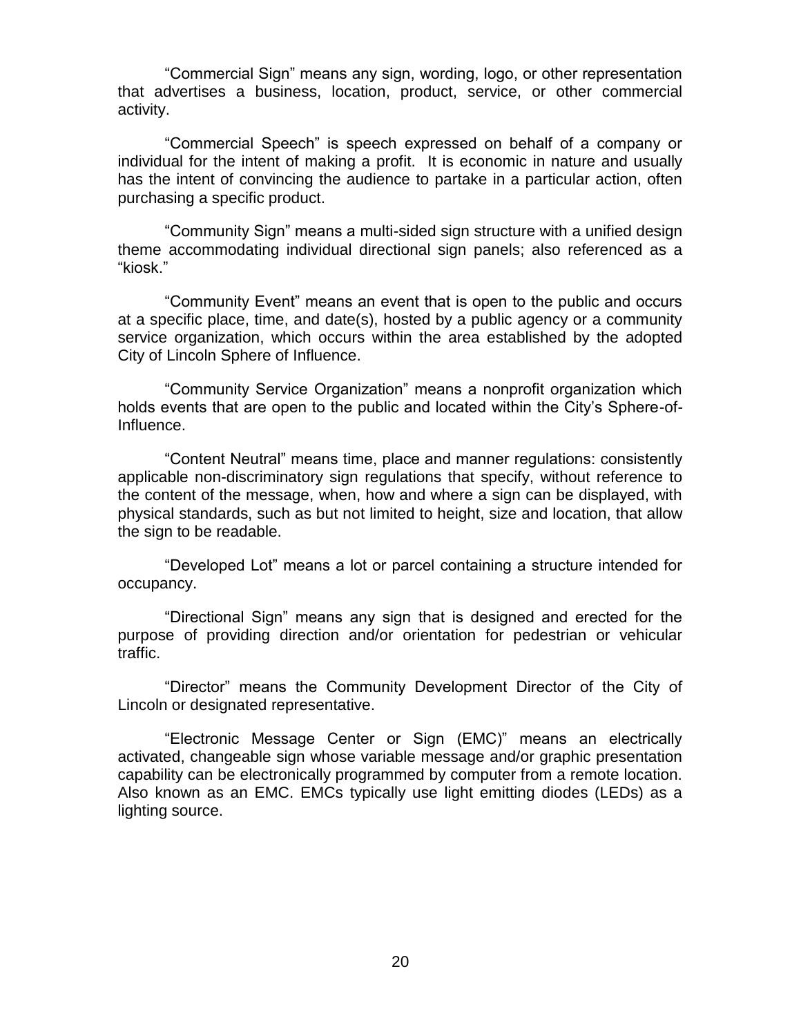“Commercial Sign” means any sign, wording, logo, or other representation that advertises a business, location, product, service, or other commercial activity.

“Commercial Speech” is speech expressed on behalf of a company or individual for the intent of making a profit. It is economic in nature and usually has the intent of convincing the audience to partake in a particular action, often purchasing a specific product.

“Community Sign” means a multi-sided sign structure with a unified design theme accommodating individual directional sign panels; also referenced as a “kiosk.”

“Community Event” means an event that is open to the public and occurs at a specific place, time, and date(s), hosted by a public agency or a community service organization, which occurs within the area established by the adopted City of Lincoln Sphere of Influence.

“Community Service Organization” means a nonprofit organization which holds events that are open to the public and located within the City’s Sphere-of-Influence.

“Content Neutral” means time, place and manner regulations: consistently applicable non-discriminatory sign regulations that specify, without reference to the content of the message, when, how and where a sign can be displayed, with physical standards, such as but not limited to height, size and location, that allow the sign to be readable.

“Developed Lot” means a lot or parcel containing a structure intended for occupancy.

“Directional Sign” means any sign that is designed and erected for the purpose of providing direction and/or orientation for pedestrian or vehicular traffic.

“Director” means the Community Development Director of the City of Lincoln or designated representative.

“Electronic Message Center or Sign (EMC)” means an electrically activated, changeable sign whose variable message and/or graphic presentation capability can be electronically programmed by computer from a remote location. Also known as an EMC. EMCs typically use light emitting diodes (LEDs) as a lighting source.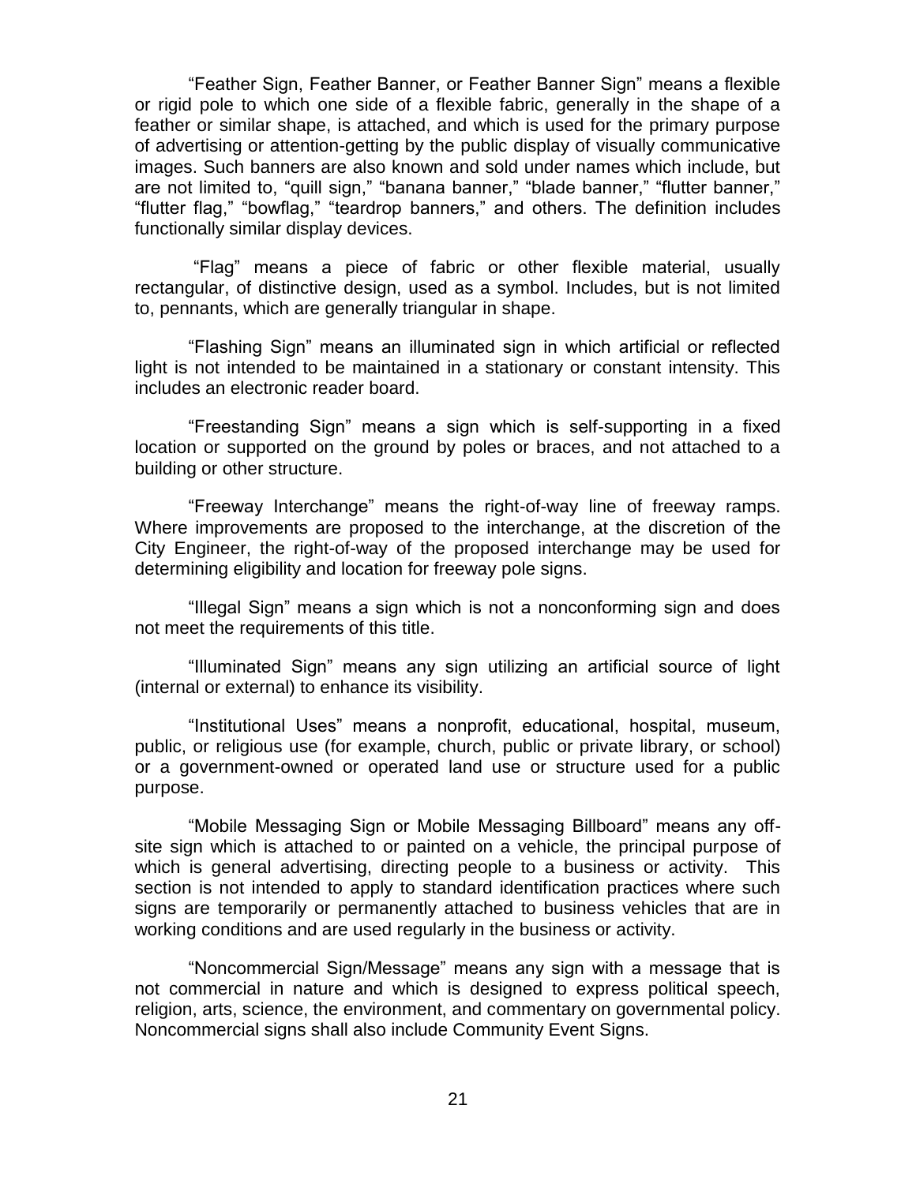"Feather Sign, Feather Banner, or Feather Banner Sign" means a flexible or rigid pole to which one side of a flexible fabric, generally in the shape of a feather or similar shape, is attached, and which is used for the primary purpose of advertising or attention-getting by the public display of visually communicative images. Such banners are also known and sold under names which include, but are not limited to, "quill sign," "banana banner," "blade banner," "flutter banner," "flutter flag," "bowflag," "teardrop banners," and others. The definition includes functionally similar display devices.

"Flag" means a piece of fabric or other flexible material, usually rectangular, of distinctive design, used as a symbol. Includes, but is not limited to, pennants, which are generally triangular in shape.

"Flashing Sign" means an illuminated sign in which artificial or reflected light is not intended to be maintained in a stationary or constant intensity. This includes an electronic reader board.

"Freestanding Sign" means a sign which is self-supporting in a fixed location or supported on the ground by poles or braces, and not attached to a building or other structure.

"Freeway Interchange" means the right-of-way line of freeway ramps. Where improvements are proposed to the interchange, at the discretion of the City Engineer, the right-of-way of the proposed interchange may be used for determining eligibility and location for freeway pole signs.

"Illegal Sign" means a sign which is not a nonconforming sign and does not meet the requirements of this title.

"Illuminated Sign" means any sign utilizing an artificial source of light (internal or external) to enhance its visibility.

"Institutional Uses" means a nonprofit, educational, hospital, museum, public, or religious use (for example, church, public or private library, or school) or a government-owned or operated land use or structure used for a public purpose.

"Mobile Messaging Sign or Mobile Messaging Billboard" means any off-site sign which is attached to or painted on a vehicle, the principal purpose of which is general advertising, directing people to a business or activity. This section is not intended to apply to standard identification practices where such signs are temporarily or permanently attached to business vehicles that are in working conditions and are used regularly in the business or activity.

"Noncommercial Sign/Message" means any sign with a message that is not commercial in nature and which is designed to express political speech, religion, arts, science, the environment, and commentary on governmental policy. Noncommercial signs shall also include Community Event Signs.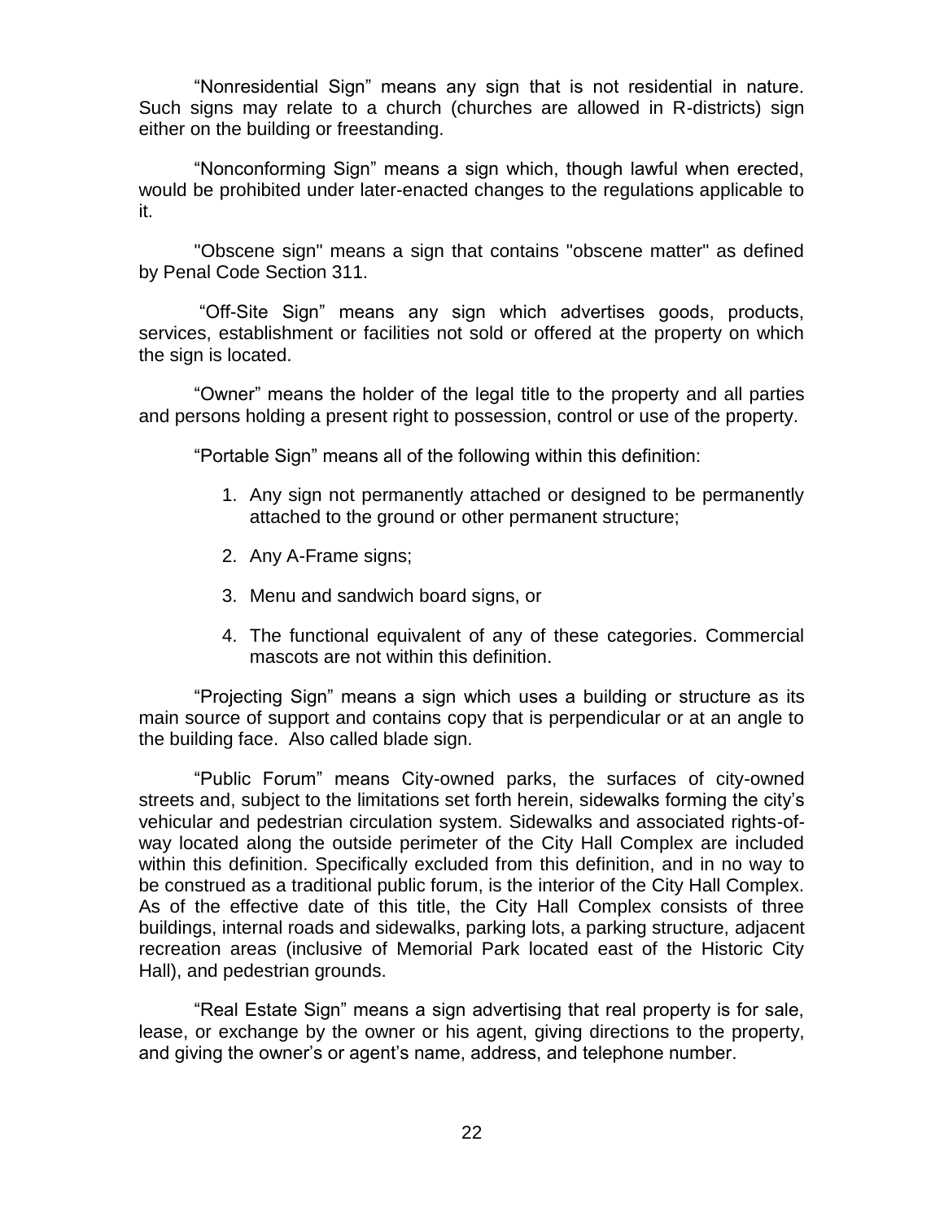"Nonresidential Sign" means any sign that is not residential in nature. Such signs may relate to a church (churches are allowed in R-districts) sign either on the building or freestanding.

"Nonconforming Sign" means a sign which, though lawful when erected, would be prohibited under later-enacted changes to the regulations applicable to it.

"Obscene sign" means a sign that contains "obscene matter" as defined by Penal Code Section 311.

"Off-Site Sign" means any sign which advertises goods, products, services, establishment or facilities not sold or offered at the property on which the sign is located.

"Owner" means the holder of the legal title to the property and all parties and persons holding a present right to possession, control or use of the property.

"Portable Sign" means all of the following within this definition:

1. Any sign not permanently attached or designed to be permanently attached to the ground or other permanent structure;
2. Any A-Frame signs;
3. Menu and sandwich board signs, or
4. The functional equivalent of any of these categories. Commercial mascots are not within this definition.

"Projecting Sign" means a sign which uses a building or structure as its main source of support and contains copy that is perpendicular or at an angle to the building face. Also called blade sign.

"Public Forum" means City-owned parks, the surfaces of city-owned streets and, subject to the limitations set forth herein, sidewalks forming the city's vehicular and pedestrian circulation system. Sidewalks and associated rights-of-way located along the outside perimeter of the City Hall Complex are included within this definition. Specifically excluded from this definition, and in no way to be construed as a traditional public forum, is the interior of the City Hall Complex. As of the effective date of this title, the City Hall Complex consists of three buildings, internal roads and sidewalks, parking lots, a parking structure, adjacent recreation areas (inclusive of Memorial Park located east of the Historic City Hall), and pedestrian grounds.

"Real Estate Sign" means a sign advertising that real property is for sale, lease, or exchange by the owner or his agent, giving directions to the property, and giving the owner's or agent's name, address, and telephone number.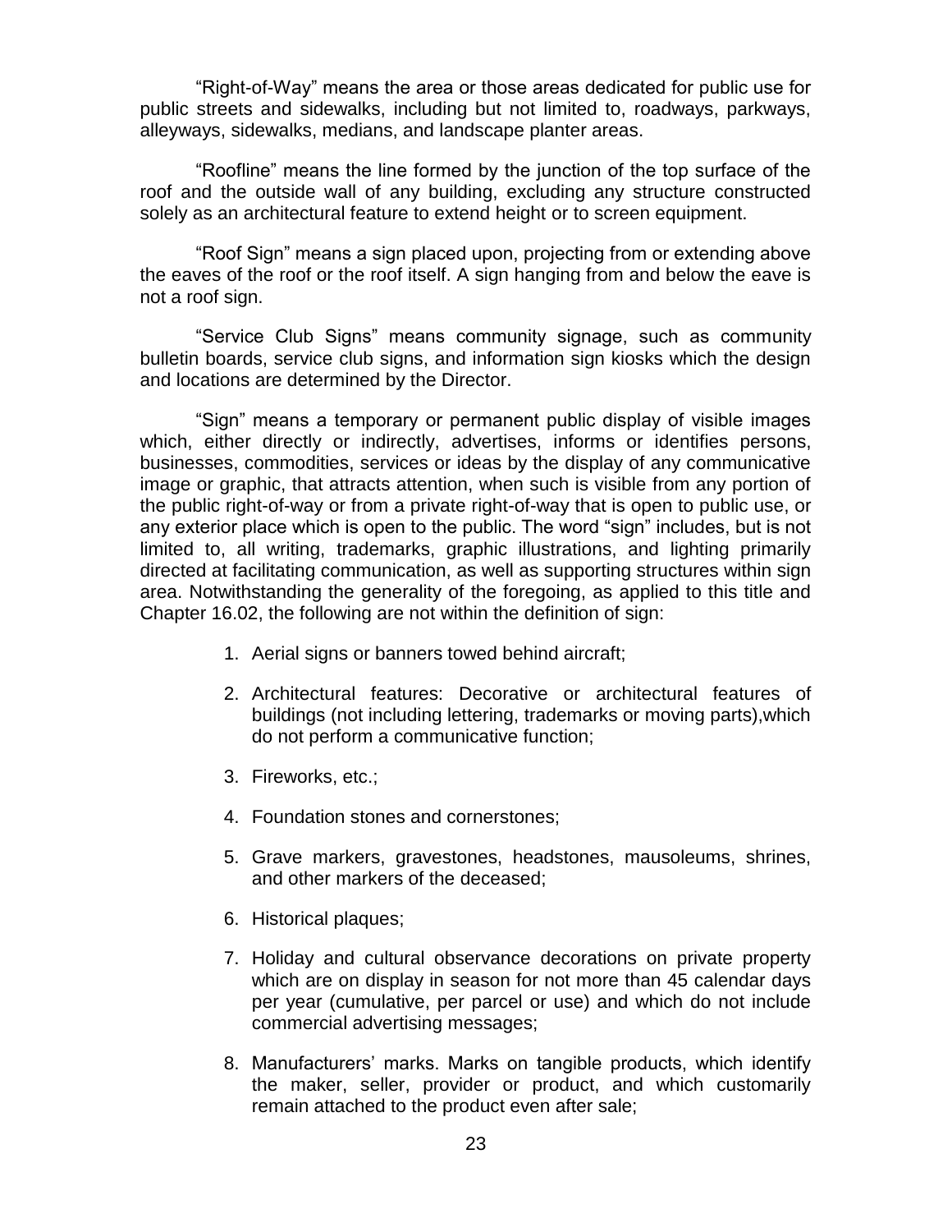"Right-of-Way" means the area or those areas dedicated for public use for public streets and sidewalks, including but not limited to, roadways, parkways, alleyways, sidewalks, medians, and landscape planter areas.

"Roofline" means the line formed by the junction of the top surface of the roof and the outside wall of any building, excluding any structure constructed solely as an architectural feature to extend height or to screen equipment.

"Roof Sign" means a sign placed upon, projecting from or extending above the eaves of the roof or the roof itself. A sign hanging from and below the eave is not a roof sign.

"Service Club Signs" means community signage, such as community bulletin boards, service club signs, and information sign kiosks which the design and locations are determined by the Director.

"Sign" means a temporary or permanent public display of visible images which, either directly or indirectly, advertises, informs or identifies persons, businesses, commodities, services or ideas by the display of any communicative image or graphic, that attracts attention, when such is visible from any portion of the public right-of-way or from a private right-of-way that is open to public use, or any exterior place which is open to the public. The word "sign" includes, but is not limited to, all writing, trademarks, graphic illustrations, and lighting primarily directed at facilitating communication, as well as supporting structures within sign area. Notwithstanding the generality of the foregoing, as applied to this title and Chapter 16.02, the following are not within the definition of sign:

1. Aerial signs or banners towed behind aircraft;
2. Architectural features: Decorative or architectural features of buildings (not including lettering, trademarks or moving parts),which do not perform a communicative function;
3. Fireworks, etc.;
4. Foundation stones and cornerstones;
5. Grave markers, gravestones, headstones, mausoleums, shrines, and other markers of the deceased;
6. Historical plaques;
7. Holiday and cultural observance decorations on private property which are on display in season for not more than 45 calendar days per year (cumulative, per parcel or use) and which do not include commercial advertising messages;
8. Manufacturers' marks. Marks on tangible products, which identify the maker, seller, provider or product, and which customarily remain attached to the product even after sale;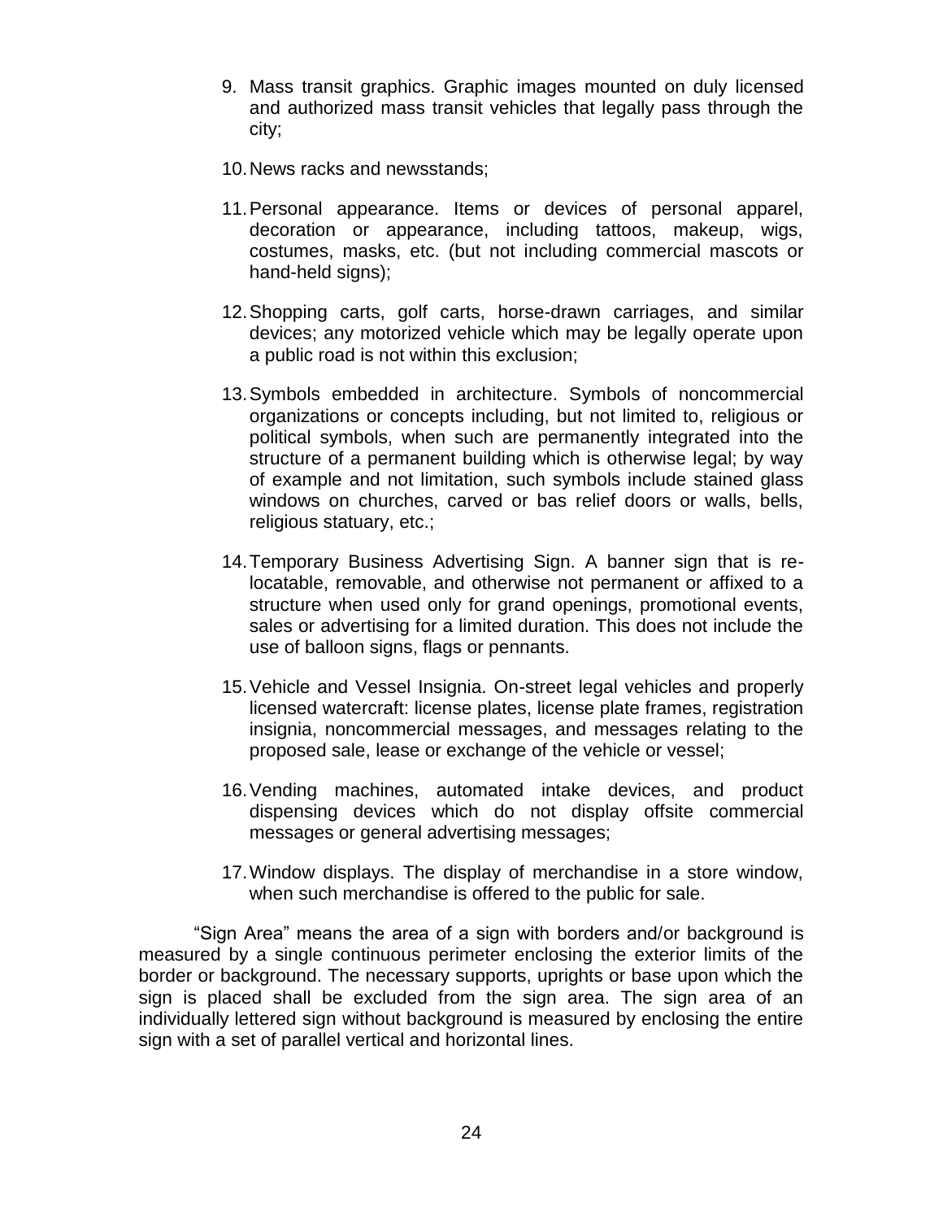9. Mass transit graphics. Graphic images mounted on duly licensed and authorized mass transit vehicles that legally pass through the city;

10. News racks and newsstands;

11. Personal appearance. Items or devices of personal apparel, decoration or appearance, including tattoos, makeup, wigs, costumes, masks, etc. (but not including commercial mascots or hand-held signs);

12. Shopping carts, golf carts, horse-drawn carriages, and similar devices; any motorized vehicle which may be legally operate upon a public road is not within this exclusion;

13. Symbols embedded in architecture. Symbols of noncommercial organizations or concepts including, but not limited to, religious or political symbols, when such are permanently integrated into the structure of a permanent building which is otherwise legal; by way of example and not limitation, such symbols include stained glass windows on churches, carved or bas relief doors or walls, bells, religious statuary, etc.;

14. Temporary Business Advertising Sign. A banner sign that is re-locatable, removable, and otherwise not permanent or affixed to a structure when used only for grand openings, promotional events, sales or advertising for a limited duration. This does not include the use of balloon signs, flags or pennants.

15. Vehicle and Vessel Insignia. On-street legal vehicles and properly licensed watercraft: license plates, license plate frames, registration insignia, noncommercial messages, and messages relating to the proposed sale, lease or exchange of the vehicle or vessel;

16. Vending machines, automated intake devices, and product dispensing devices which do not display offsite commercial messages or general advertising messages;

17. Window displays. The display of merchandise in a store window, when such merchandise is offered to the public for sale.

"Sign Area" means the area of a sign with borders and/or background is measured by a single continuous perimeter enclosing the exterior limits of the border or background. The necessary supports, uprights or base upon which the sign is placed shall be excluded from the sign area. The sign area of an individually lettered sign without background is measured by enclosing the entire sign with a set of parallel vertical and horizontal lines.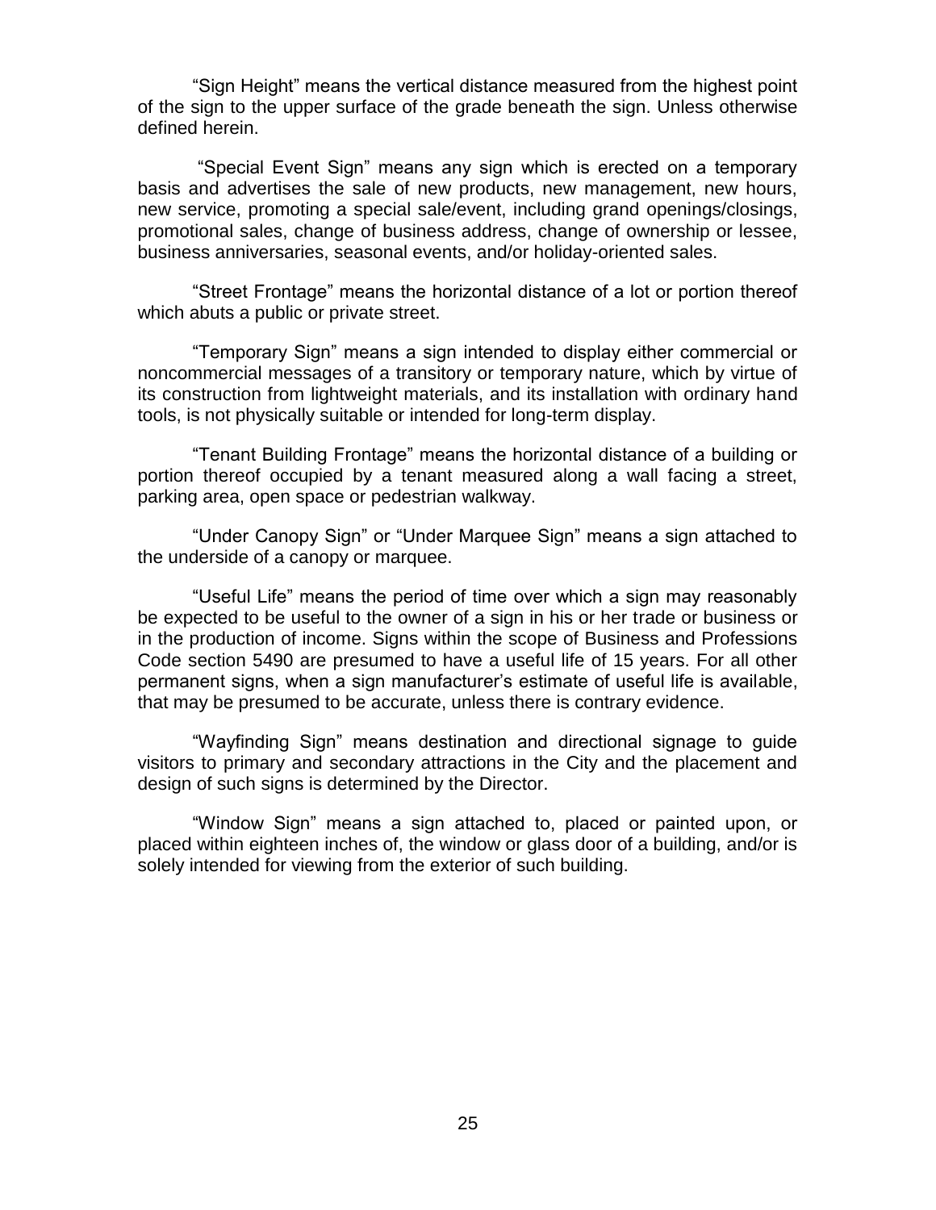"Sign Height" means the vertical distance measured from the highest point of the sign to the upper surface of the grade beneath the sign. Unless otherwise defined herein.

"Special Event Sign" means any sign which is erected on a temporary basis and advertises the sale of new products, new management, new hours, new service, promoting a special sale/event, including grand openings/closings, promotional sales, change of business address, change of ownership or lessee, business anniversaries, seasonal events, and/or holiday-oriented sales.

"Street Frontage" means the horizontal distance of a lot or portion thereof which abuts a public or private street.

"Temporary Sign" means a sign intended to display either commercial or noncommercial messages of a transitory or temporary nature, which by virtue of its construction from lightweight materials, and its installation with ordinary hand tools, is not physically suitable or intended for long-term display.

"Tenant Building Frontage" means the horizontal distance of a building or portion thereof occupied by a tenant measured along a wall facing a street, parking area, open space or pedestrian walkway.

"Under Canopy Sign" or "Under Marquee Sign" means a sign attached to the underside of a canopy or marquee.

"Useful Life" means the period of time over which a sign may reasonably be expected to be useful to the owner of a sign in his or her trade or business or in the production of income. Signs within the scope of Business and Professions Code section 5490 are presumed to have a useful life of 15 years. For all other permanent signs, when a sign manufacturer's estimate of useful life is available, that may be presumed to be accurate, unless there is contrary evidence.

"Wayfinding Sign" means destination and directional signage to guide visitors to primary and secondary attractions in the City and the placement and design of such signs is determined by the Director.

"Window Sign" means a sign attached to, placed or painted upon, or placed within eighteen inches of, the window or glass door of a building, and/or is solely intended for viewing from the exterior of such building.